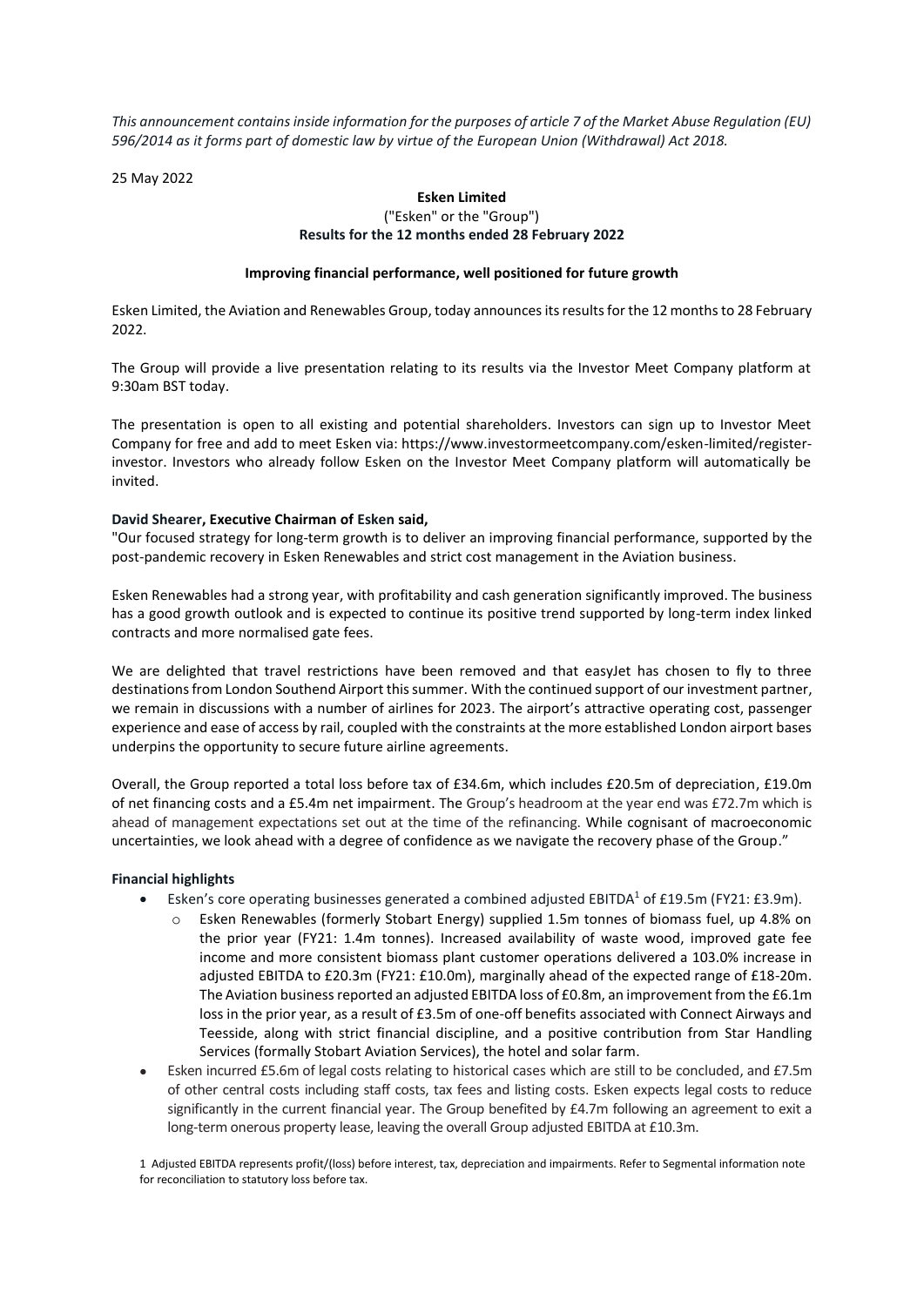*This announcement contains inside information for the purposes of article 7 of the Market Abuse Regulation (EU) 596/2014 as it forms part of domestic law by virtue of the European Union (Withdrawal) Act 2018.*

25 May 2022

**Esken Limited**
("Esken" or the "Group")
**Results for the 12 months ended 28 February 2022**

**Improving financial performance, well positioned for future growth**

Esken Limited, the Aviation and Renewables Group, today announces its results for the 12 months to 28 February 2022.

The Group will provide a live presentation relating to its results via the Investor Meet Company platform at 9:30am BST today.

The presentation is open to all existing and potential shareholders. Investors can sign up to Investor Meet Company for free and add to meet Esken via: https://www.investormeetcompany.com/esken-limited/register-investor. Investors who already follow Esken on the Investor Meet Company platform will automatically be invited.

**David Shearer, Executive Chairman of Esken said,**

"Our focused strategy for long-term growth is to deliver an improving financial performance, supported by the post-pandemic recovery in Esken Renewables and strict cost management in the Aviation business.

Esken Renewables had a strong year, with profitability and cash generation significantly improved. The business has a good growth outlook and is expected to continue its positive trend supported by long-term index linked contracts and more normalised gate fees.

We are delighted that travel restrictions have been removed and that easyJet has chosen to fly to three destinations from London Southend Airport this summer. With the continued support of our investment partner, we remain in discussions with a number of airlines for 2023. The airport's attractive operating cost, passenger experience and ease of access by rail, coupled with the constraints at the more established London airport bases underpins the opportunity to secure future airline agreements.

Overall, the Group reported a total loss before tax of £34.6m, which includes £20.5m of depreciation, £19.0m of net financing costs and a £5.4m net impairment. The Group's headroom at the year end was £72.7m which is ahead of management expectations set out at the time of the refinancing. While cognisant of macroeconomic uncertainties, we look ahead with a degree of confidence as we navigate the recovery phase of the Group."

**Financial highlights**

- Esken's core operating businesses generated a combined adjusted EBITDA[1] of £19.5m (FY21: £3.9m).
  - Esken Renewables (formerly Stobart Energy) supplied 1.5m tonnes of biomass fuel, up 4.8% on the prior year (FY21: 1.4m tonnes). Increased availability of waste wood, improved gate fee income and more consistent biomass plant customer operations delivered a 103.0% increase in adjusted EBITDA to £20.3m (FY21: £10.0m), marginally ahead of the expected range of £18-20m. The Aviation business reported an adjusted EBITDA loss of £0.8m, an improvement from the £6.1m loss in the prior year, as a result of £3.5m of one-off benefits associated with Connect Airways and Teesside, along with strict financial discipline, and a positive contribution from Star Handling Services (formally Stobart Aviation Services), the hotel and solar farm.
- Esken incurred £5.6m of legal costs relating to historical cases which are still to be concluded, and £7.5m of other central costs including staff costs, tax fees and listing costs. Esken expects legal costs to reduce significantly in the current financial year. The Group benefited by £4.7m following an agreement to exit a long-term onerous property lease, leaving the overall Group adjusted EBITDA at £10.3m.

1 Adjusted EBITDA represents profit/(loss) before interest, tax, depreciation and impairments. Refer to Segmental information note for reconciliation to statutory loss before tax.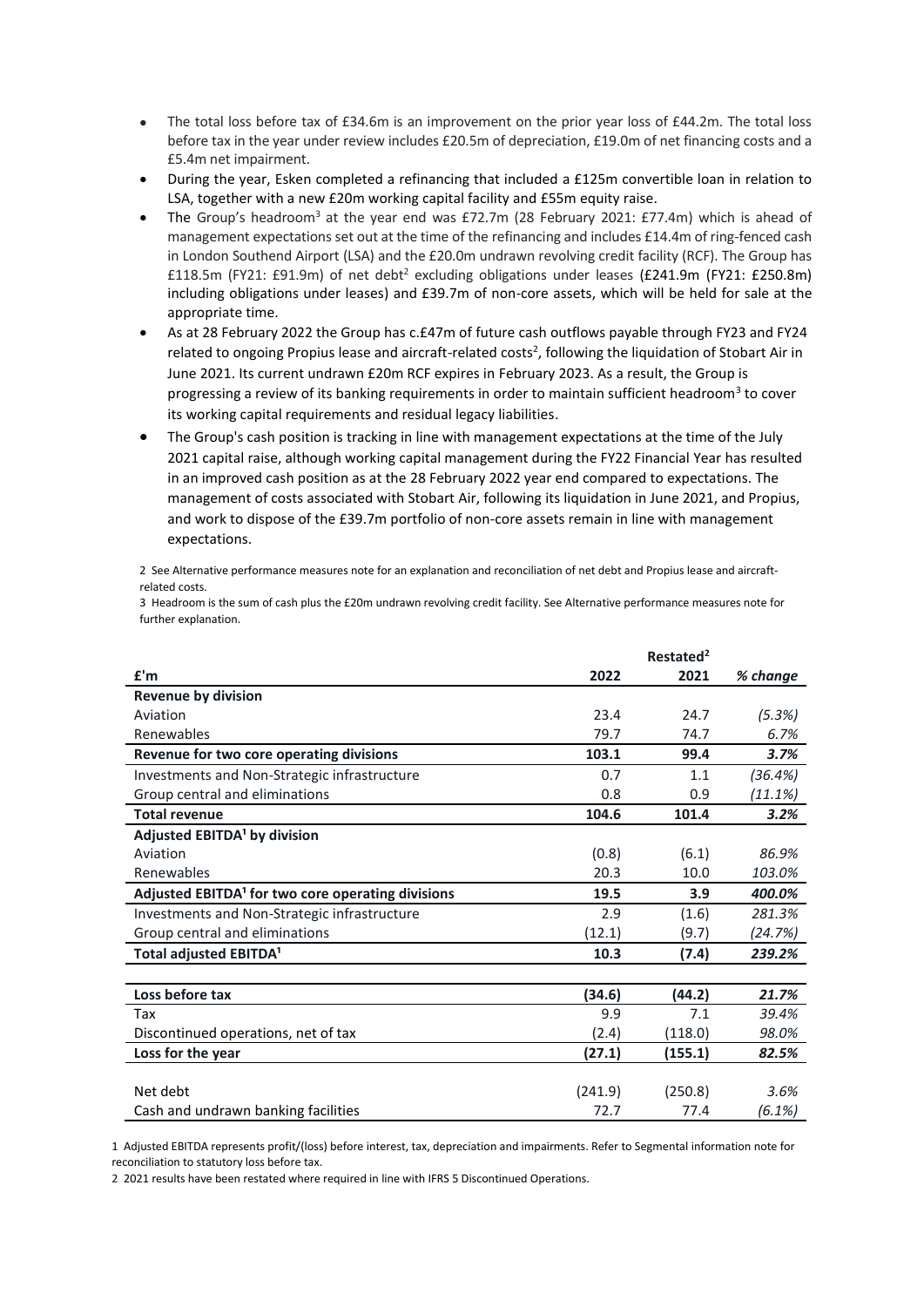- The total loss before tax of £34.6m is an improvement on the prior year loss of £44.2m. The total loss before tax in the year under review includes £20.5m of depreciation, £19.0m of net financing costs and a £5.4m net impairment.
- During the year, Esken completed a refinancing that included a £125m convertible loan in relation to LSA, together with a new £20m working capital facility and £55m equity raise.
- The Group's headroom[3] at the year end was £72.7m (28 February 2021: £77.4m) which is ahead of management expectations set out at the time of the refinancing and includes £14.4m of ring-fenced cash in London Southend Airport (LSA) and the £20.0m undrawn revolving credit facility (RCF). The Group has £118.5m (FY21: £91.9m) of net debt[2] excluding obligations under leases (£241.9m (FY21: £250.8m) including obligations under leases) and £39.7m of non-core assets, which will be held for sale at the appropriate time.
- As at 28 February 2022 the Group has c.£47m of future cash outflows payable through FY23 and FY24 related to ongoing Propius lease and aircraft-related costs[2], following the liquidation of Stobart Air in June 2021. Its current undrawn £20m RCF expires in February 2023. As a result, the Group is progressing a review of its banking requirements in order to maintain sufficient headroom[3] to cover its working capital requirements and residual legacy liabilities.
- The Group's cash position is tracking in line with management expectations at the time of the July 2021 capital raise, although working capital management during the FY22 Financial Year has resulted in an improved cash position as at the 28 February 2022 year end compared to expectations. The management of costs associated with Stobart Air, following its liquidation in June 2021, and Propius, and work to dispose of the £39.7m portfolio of non-core assets remain in line with management expectations.

2 See Alternative performance measures note for an explanation and reconciliation of net debt and Propius lease and aircraft-related costs.

3 Headroom is the sum of cash plus the £20m undrawn revolving credit facility. See Alternative performance measures note for further explanation.

| £'m | 2022 | Restated[2] 2021 | *% change* |
|---|---|---|---|
| **Revenue by division** | | | |
| Aviation | 23.4 | 24.7 | *(5.3%)* |
| Renewables | 79.7 | 74.7 | *6.7%* |
| **Revenue for two core operating divisions** | **103.1** | **99.4** | ***3.7%*** |
| Investments and Non-Strategic infrastructure | 0.7 | 1.1 | *(36.4%)* |
| Group central and eliminations | 0.8 | 0.9 | *(11.1%)* |
| **Total revenue** | **104.6** | **101.4** | ***3.2%*** |
| **Adjusted EBITDA[1] by division** | | | |
| Aviation | (0.8) | (6.1) | *86.9%* |
| Renewables | 20.3 | 10.0 | *103.0%* |
| **Adjusted EBITDA[1] for two core operating divisions** | **19.5** | **3.9** | ***400.0%*** |
| Investments and Non-Strategic infrastructure | 2.9 | (1.6) | *281.3%* |
| Group central and eliminations | (12.1) | (9.7) | *(24.7%)* |
| **Total adjusted EBITDA[1]** | **10.3** | **(7.4)** | ***239.2%*** |
| | | | |
| **Loss before tax** | **(34.6)** | **(44.2)** | ***21.7%*** |
| Tax | 9.9 | 7.1 | *39.4%* |
| Discontinued operations, net of tax | (2.4) | (118.0) | *98.0%* |
| **Loss for the year** | **(27.1)** | **(155.1)** | ***82.5%*** |
| | | | |
| Net debt | (241.9) | (250.8) | *3.6%* |
| Cash and undrawn banking facilities | 72.7 | 77.4 | *(6.1%)* |

1 Adjusted EBITDA represents profit/(loss) before interest, tax, depreciation and impairments. Refer to Segmental information note for reconciliation to statutory loss before tax.

2 2021 results have been restated where required in line with IFRS 5 Discontinued Operations.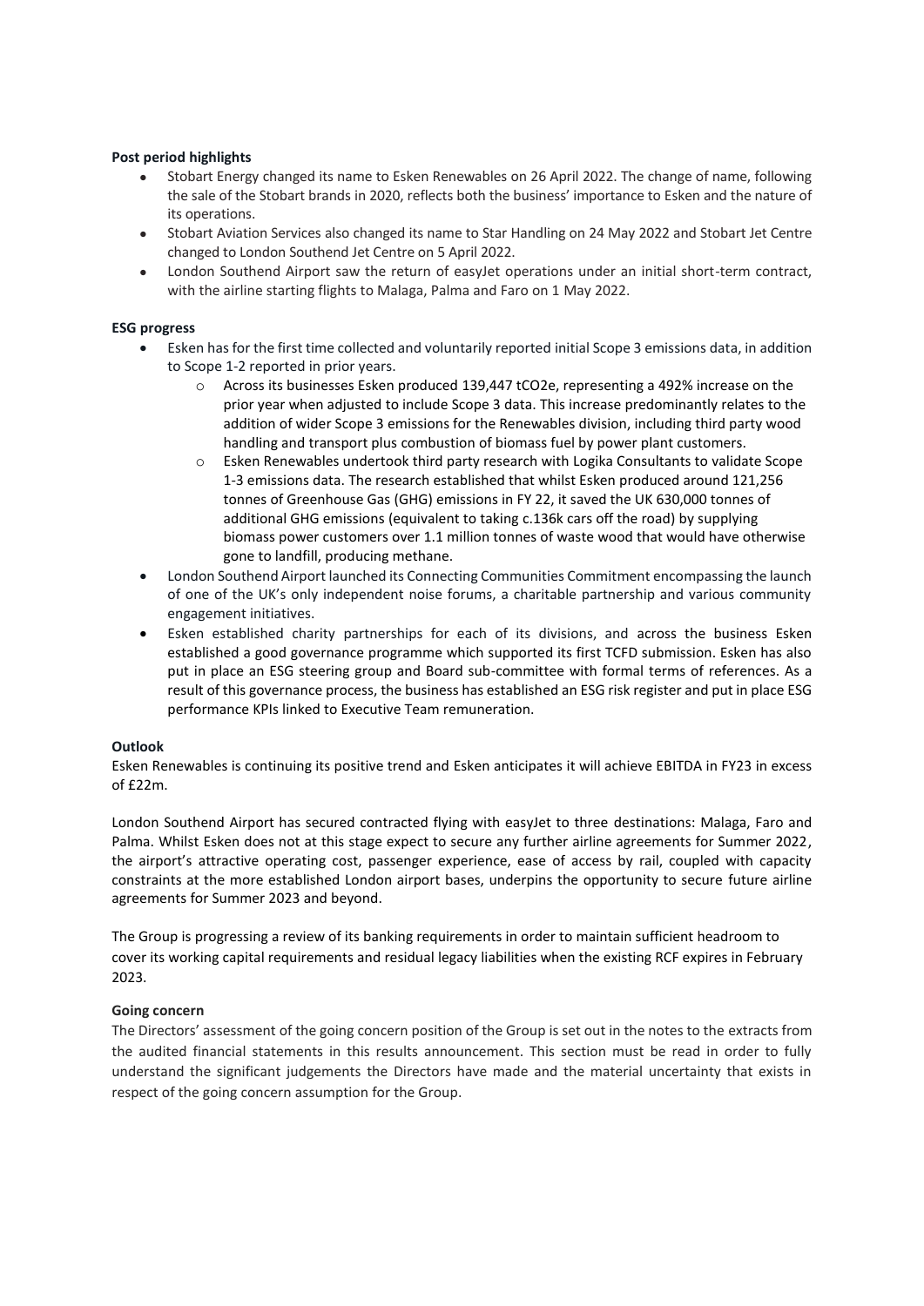**Post period highlights**

- Stobart Energy changed its name to Esken Renewables on 26 April 2022. The change of name, following the sale of the Stobart brands in 2020, reflects both the business' importance to Esken and the nature of its operations.
- Stobart Aviation Services also changed its name to Star Handling on 24 May 2022 and Stobart Jet Centre changed to London Southend Jet Centre on 5 April 2022.
- London Southend Airport saw the return of easyJet operations under an initial short-term contract, with the airline starting flights to Malaga, Palma and Faro on 1 May 2022.

**ESG progress**

- Esken has for the first time collected and voluntarily reported initial Scope 3 emissions data, in addition to Scope 1-2 reported in prior years.
  - Across its businesses Esken produced 139,447 tCO2e, representing a 492% increase on the prior year when adjusted to include Scope 3 data. This increase predominantly relates to the addition of wider Scope 3 emissions for the Renewables division, including third party wood handling and transport plus combustion of biomass fuel by power plant customers.
  - Esken Renewables undertook third party research with Logika Consultants to validate Scope 1-3 emissions data. The research established that whilst Esken produced around 121,256 tonnes of Greenhouse Gas (GHG) emissions in FY 22, it saved the UK 630,000 tonnes of additional GHG emissions (equivalent to taking c.136k cars off the road) by supplying biomass power customers over 1.1 million tonnes of waste wood that would have otherwise gone to landfill, producing methane.
- London Southend Airport launched its Connecting Communities Commitment encompassing the launch of one of the UK's only independent noise forums, a charitable partnership and various community engagement initiatives.
- Esken established charity partnerships for each of its divisions, and across the business Esken established a good governance programme which supported its first TCFD submission. Esken has also put in place an ESG steering group and Board sub-committee with formal terms of references. As a result of this governance process, the business has established an ESG risk register and put in place ESG performance KPIs linked to Executive Team remuneration.

**Outlook**

Esken Renewables is continuing its positive trend and Esken anticipates it will achieve EBITDA in FY23 in excess of £22m.

London Southend Airport has secured contracted flying with easyJet to three destinations: Malaga, Faro and Palma. Whilst Esken does not at this stage expect to secure any further airline agreements for Summer 2022, the airport's attractive operating cost, passenger experience, ease of access by rail, coupled with capacity constraints at the more established London airport bases, underpins the opportunity to secure future airline agreements for Summer 2023 and beyond.

The Group is progressing a review of its banking requirements in order to maintain sufficient headroom to cover its working capital requirements and residual legacy liabilities when the existing RCF expires in February 2023.

**Going concern**

The Directors' assessment of the going concern position of the Group is set out in the notes to the extracts from the audited financial statements in this results announcement. This section must be read in order to fully understand the significant judgements the Directors have made and the material uncertainty that exists in respect of the going concern assumption for the Group.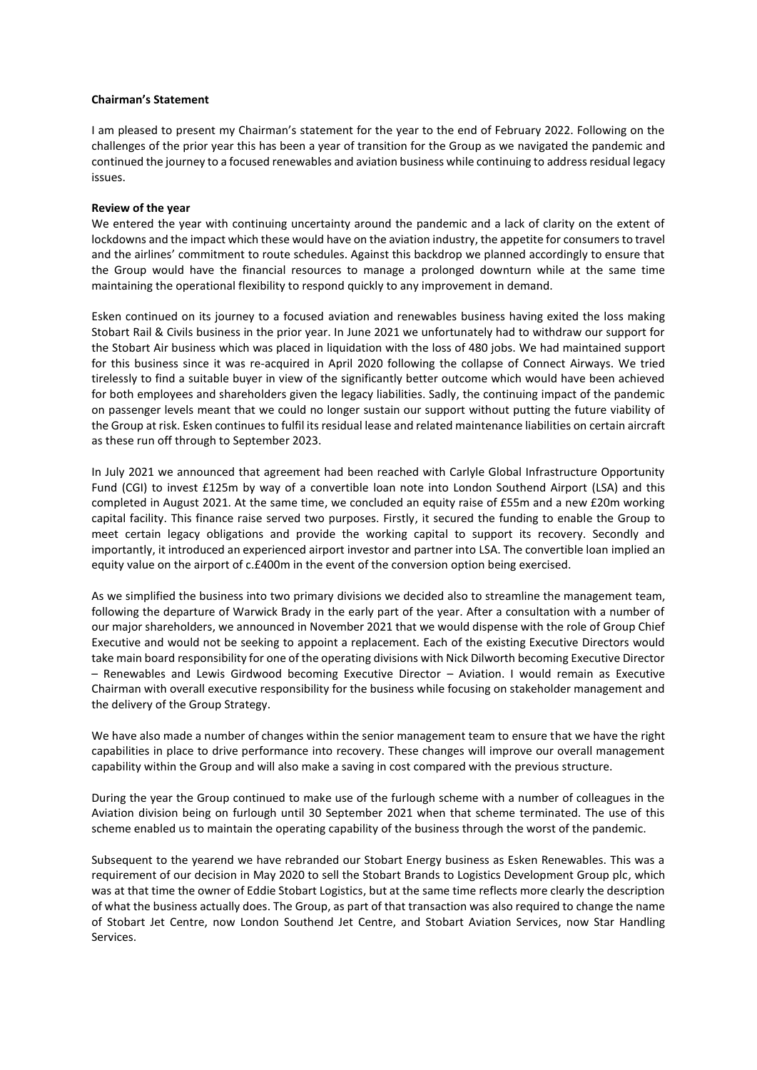**Chairman's Statement**

I am pleased to present my Chairman's statement for the year to the end of February 2022. Following on the challenges of the prior year this has been a year of transition for the Group as we navigated the pandemic and continued the journey to a focused renewables and aviation business while continuing to address residual legacy issues.

**Review of the year**

We entered the year with continuing uncertainty around the pandemic and a lack of clarity on the extent of lockdowns and the impact which these would have on the aviation industry, the appetite for consumers to travel and the airlines' commitment to route schedules. Against this backdrop we planned accordingly to ensure that the Group would have the financial resources to manage a prolonged downturn while at the same time maintaining the operational flexibility to respond quickly to any improvement in demand.

Esken continued on its journey to a focused aviation and renewables business having exited the loss making Stobart Rail & Civils business in the prior year. In June 2021 we unfortunately had to withdraw our support for the Stobart Air business which was placed in liquidation with the loss of 480 jobs. We had maintained support for this business since it was re-acquired in April 2020 following the collapse of Connect Airways. We tried tirelessly to find a suitable buyer in view of the significantly better outcome which would have been achieved for both employees and shareholders given the legacy liabilities. Sadly, the continuing impact of the pandemic on passenger levels meant that we could no longer sustain our support without putting the future viability of the Group at risk. Esken continues to fulfil its residual lease and related maintenance liabilities on certain aircraft as these run off through to September 2023.

In July 2021 we announced that agreement had been reached with Carlyle Global Infrastructure Opportunity Fund (CGI) to invest £125m by way of a convertible loan note into London Southend Airport (LSA) and this completed in August 2021. At the same time, we concluded an equity raise of £55m and a new £20m working capital facility. This finance raise served two purposes. Firstly, it secured the funding to enable the Group to meet certain legacy obligations and provide the working capital to support its recovery. Secondly and importantly, it introduced an experienced airport investor and partner into LSA. The convertible loan implied an equity value on the airport of c.£400m in the event of the conversion option being exercised.

As we simplified the business into two primary divisions we decided also to streamline the management team, following the departure of Warwick Brady in the early part of the year. After a consultation with a number of our major shareholders, we announced in November 2021 that we would dispense with the role of Group Chief Executive and would not be seeking to appoint a replacement. Each of the existing Executive Directors would take main board responsibility for one of the operating divisions with Nick Dilworth becoming Executive Director – Renewables and Lewis Girdwood becoming Executive Director – Aviation. I would remain as Executive Chairman with overall executive responsibility for the business while focusing on stakeholder management and the delivery of the Group Strategy.

We have also made a number of changes within the senior management team to ensure that we have the right capabilities in place to drive performance into recovery. These changes will improve our overall management capability within the Group and will also make a saving in cost compared with the previous structure.

During the year the Group continued to make use of the furlough scheme with a number of colleagues in the Aviation division being on furlough until 30 September 2021 when that scheme terminated. The use of this scheme enabled us to maintain the operating capability of the business through the worst of the pandemic.

Subsequent to the yearend we have rebranded our Stobart Energy business as Esken Renewables. This was a requirement of our decision in May 2020 to sell the Stobart Brands to Logistics Development Group plc, which was at that time the owner of Eddie Stobart Logistics, but at the same time reflects more clearly the description of what the business actually does. The Group, as part of that transaction was also required to change the name of Stobart Jet Centre, now London Southend Jet Centre, and Stobart Aviation Services, now Star Handling Services.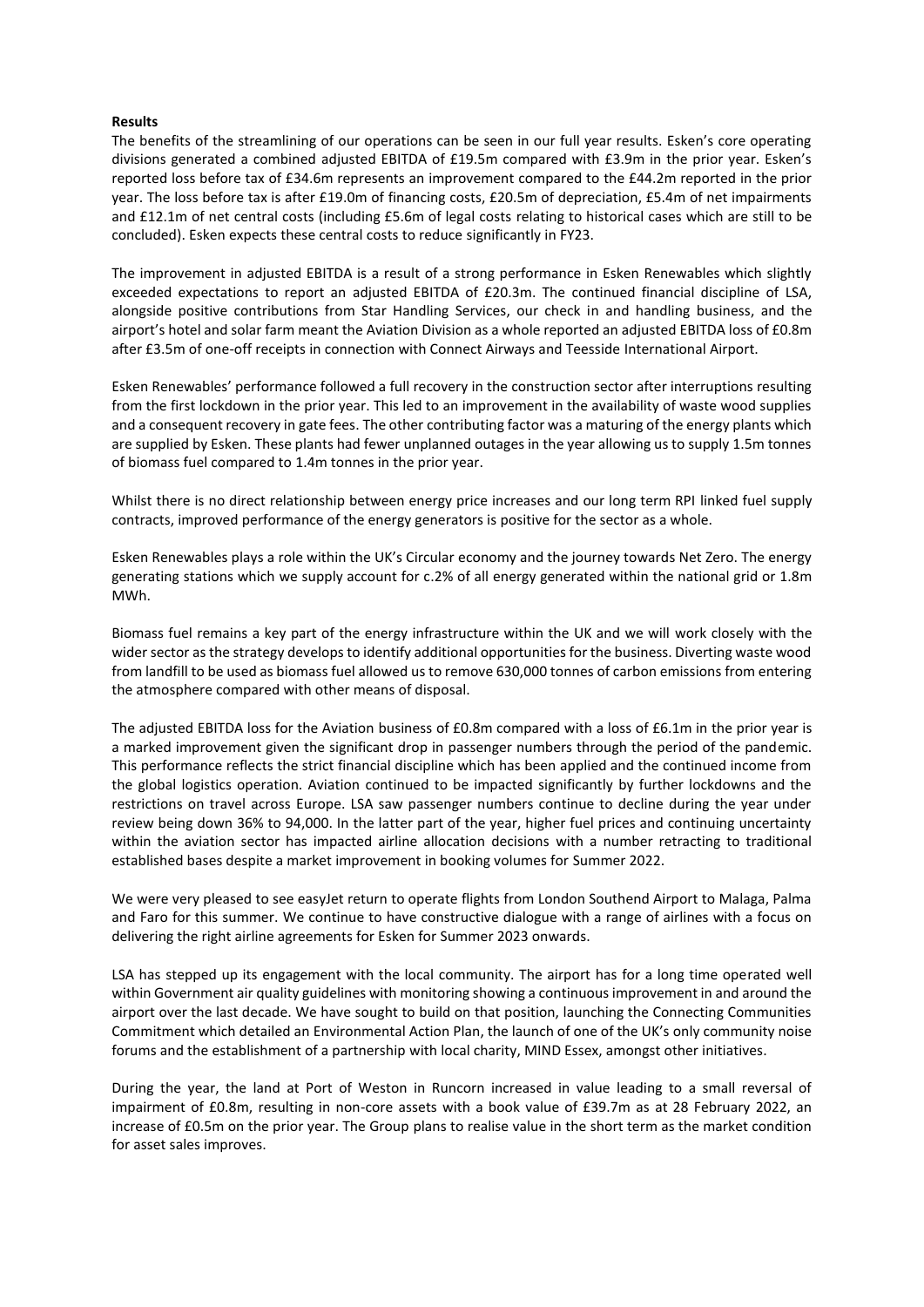**Results**

The benefits of the streamlining of our operations can be seen in our full year results. Esken's core operating divisions generated a combined adjusted EBITDA of £19.5m compared with £3.9m in the prior year. Esken's reported loss before tax of £34.6m represents an improvement compared to the £44.2m reported in the prior year. The loss before tax is after £19.0m of financing costs, £20.5m of depreciation, £5.4m of net impairments and £12.1m of net central costs (including £5.6m of legal costs relating to historical cases which are still to be concluded). Esken expects these central costs to reduce significantly in FY23.

The improvement in adjusted EBITDA is a result of a strong performance in Esken Renewables which slightly exceeded expectations to report an adjusted EBITDA of £20.3m. The continued financial discipline of LSA, alongside positive contributions from Star Handling Services, our check in and handling business, and the airport's hotel and solar farm meant the Aviation Division as a whole reported an adjusted EBITDA loss of £0.8m after £3.5m of one-off receipts in connection with Connect Airways and Teesside International Airport.

Esken Renewables' performance followed a full recovery in the construction sector after interruptions resulting from the first lockdown in the prior year. This led to an improvement in the availability of waste wood supplies and a consequent recovery in gate fees. The other contributing factor was a maturing of the energy plants which are supplied by Esken. These plants had fewer unplanned outages in the year allowing us to supply 1.5m tonnes of biomass fuel compared to 1.4m tonnes in the prior year.

Whilst there is no direct relationship between energy price increases and our long term RPI linked fuel supply contracts, improved performance of the energy generators is positive for the sector as a whole.

Esken Renewables plays a role within the UK's Circular economy and the journey towards Net Zero. The energy generating stations which we supply account for c.2% of all energy generated within the national grid or 1.8m MWh.

Biomass fuel remains a key part of the energy infrastructure within the UK and we will work closely with the wider sector as the strategy develops to identify additional opportunities for the business. Diverting waste wood from landfill to be used as biomass fuel allowed us to remove 630,000 tonnes of carbon emissions from entering the atmosphere compared with other means of disposal.

The adjusted EBITDA loss for the Aviation business of £0.8m compared with a loss of £6.1m in the prior year is a marked improvement given the significant drop in passenger numbers through the period of the pandemic. This performance reflects the strict financial discipline which has been applied and the continued income from the global logistics operation. Aviation continued to be impacted significantly by further lockdowns and the restrictions on travel across Europe. LSA saw passenger numbers continue to decline during the year under review being down 36% to 94,000. In the latter part of the year, higher fuel prices and continuing uncertainty within the aviation sector has impacted airline allocation decisions with a number retracting to traditional established bases despite a market improvement in booking volumes for Summer 2022.

We were very pleased to see easyJet return to operate flights from London Southend Airport to Malaga, Palma and Faro for this summer. We continue to have constructive dialogue with a range of airlines with a focus on delivering the right airline agreements for Esken for Summer 2023 onwards.

LSA has stepped up its engagement with the local community. The airport has for a long time operated well within Government air quality guidelines with monitoring showing a continuous improvement in and around the airport over the last decade. We have sought to build on that position, launching the Connecting Communities Commitment which detailed an Environmental Action Plan, the launch of one of the UK's only community noise forums and the establishment of a partnership with local charity, MIND Essex, amongst other initiatives.

During the year, the land at Port of Weston in Runcorn increased in value leading to a small reversal of impairment of £0.8m, resulting in non-core assets with a book value of £39.7m as at 28 February 2022, an increase of £0.5m on the prior year. The Group plans to realise value in the short term as the market condition for asset sales improves.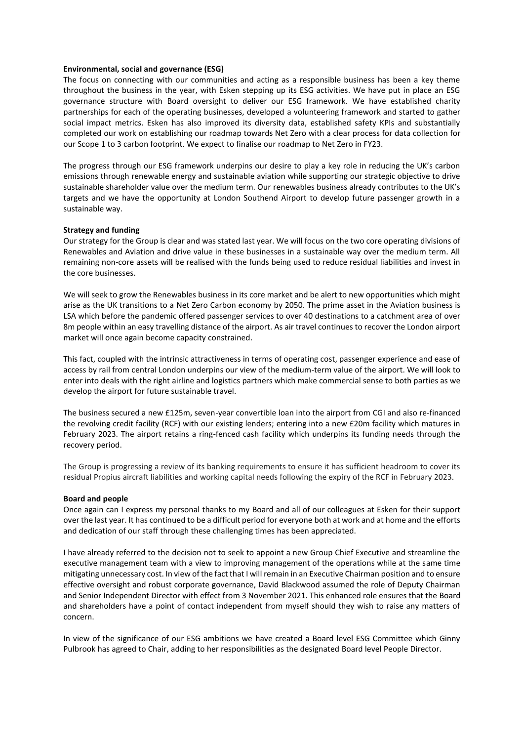**Environmental, social and governance (ESG)**

The focus on connecting with our communities and acting as a responsible business has been a key theme throughout the business in the year, with Esken stepping up its ESG activities. We have put in place an ESG governance structure with Board oversight to deliver our ESG framework. We have established charity partnerships for each of the operating businesses, developed a volunteering framework and started to gather social impact metrics. Esken has also improved its diversity data, established safety KPIs and substantially completed our work on establishing our roadmap towards Net Zero with a clear process for data collection for our Scope 1 to 3 carbon footprint. We expect to finalise our roadmap to Net Zero in FY23.

The progress through our ESG framework underpins our desire to play a key role in reducing the UK's carbon emissions through renewable energy and sustainable aviation while supporting our strategic objective to drive sustainable shareholder value over the medium term. Our renewables business already contributes to the UK's targets and we have the opportunity at London Southend Airport to develop future passenger growth in a sustainable way.

**Strategy and funding**

Our strategy for the Group is clear and was stated last year. We will focus on the two core operating divisions of Renewables and Aviation and drive value in these businesses in a sustainable way over the medium term. All remaining non-core assets will be realised with the funds being used to reduce residual liabilities and invest in the core businesses.

We will seek to grow the Renewables business in its core market and be alert to new opportunities which might arise as the UK transitions to a Net Zero Carbon economy by 2050. The prime asset in the Aviation business is LSA which before the pandemic offered passenger services to over 40 destinations to a catchment area of over 8m people within an easy travelling distance of the airport. As air travel continues to recover the London airport market will once again become capacity constrained.

This fact, coupled with the intrinsic attractiveness in terms of operating cost, passenger experience and ease of access by rail from central London underpins our view of the medium-term value of the airport. We will look to enter into deals with the right airline and logistics partners which make commercial sense to both parties as we develop the airport for future sustainable travel.

The business secured a new £125m, seven-year convertible loan into the airport from CGI and also re-financed the revolving credit facility (RCF) with our existing lenders; entering into a new £20m facility which matures in February 2023. The airport retains a ring-fenced cash facility which underpins its funding needs through the recovery period.

The Group is progressing a review of its banking requirements to ensure it has sufficient headroom to cover its residual Propius aircraft liabilities and working capital needs following the expiry of the RCF in February 2023.

**Board and people**

Once again can I express my personal thanks to my Board and all of our colleagues at Esken for their support over the last year. It has continued to be a difficult period for everyone both at work and at home and the efforts and dedication of our staff through these challenging times has been appreciated.

I have already referred to the decision not to seek to appoint a new Group Chief Executive and streamline the executive management team with a view to improving management of the operations while at the same time mitigating unnecessary cost. In view of the fact that I will remain in an Executive Chairman position and to ensure effective oversight and robust corporate governance, David Blackwood assumed the role of Deputy Chairman and Senior Independent Director with effect from 3 November 2021. This enhanced role ensures that the Board and shareholders have a point of contact independent from myself should they wish to raise any matters of concern.

In view of the significance of our ESG ambitions we have created a Board level ESG Committee which Ginny Pulbrook has agreed to Chair, adding to her responsibilities as the designated Board level People Director.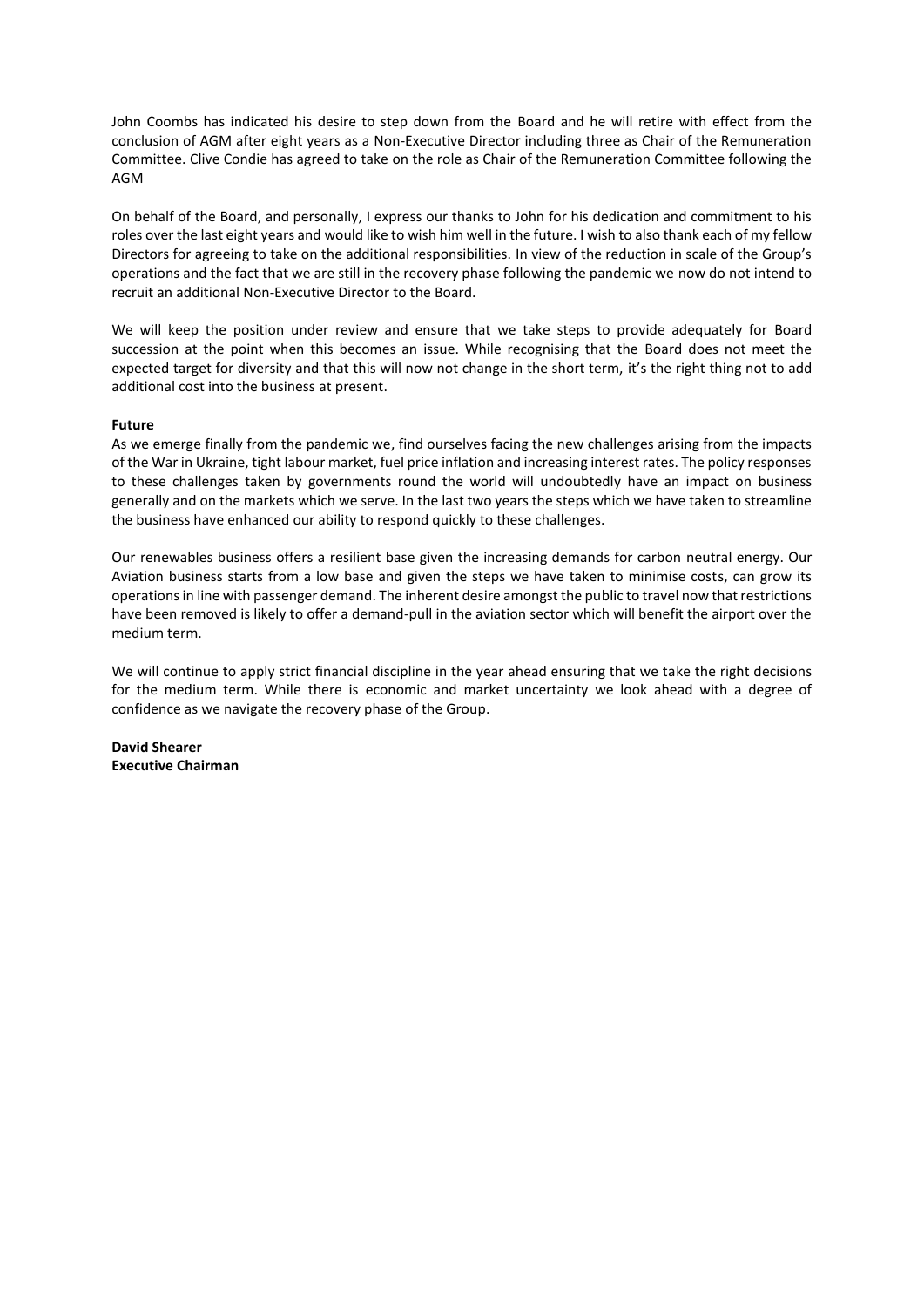John Coombs has indicated his desire to step down from the Board and he will retire with effect from the conclusion of AGM after eight years as a Non-Executive Director including three as Chair of the Remuneration Committee. Clive Condie has agreed to take on the role as Chair of the Remuneration Committee following the AGM

On behalf of the Board, and personally, I express our thanks to John for his dedication and commitment to his roles over the last eight years and would like to wish him well in the future. I wish to also thank each of my fellow Directors for agreeing to take on the additional responsibilities. In view of the reduction in scale of the Group's operations and the fact that we are still in the recovery phase following the pandemic we now do not intend to recruit an additional Non-Executive Director to the Board.

We will keep the position under review and ensure that we take steps to provide adequately for Board succession at the point when this becomes an issue. While recognising that the Board does not meet the expected target for diversity and that this will now not change in the short term, it's the right thing not to add additional cost into the business at present.

**Future**

As we emerge finally from the pandemic we, find ourselves facing the new challenges arising from the impacts of the War in Ukraine, tight labour market, fuel price inflation and increasing interest rates. The policy responses to these challenges taken by governments round the world will undoubtedly have an impact on business generally and on the markets which we serve. In the last two years the steps which we have taken to streamline the business have enhanced our ability to respond quickly to these challenges.

Our renewables business offers a resilient base given the increasing demands for carbon neutral energy. Our Aviation business starts from a low base and given the steps we have taken to minimise costs, can grow its operations in line with passenger demand. The inherent desire amongst the public to travel now that restrictions have been removed is likely to offer a demand-pull in the aviation sector which will benefit the airport over the medium term.

We will continue to apply strict financial discipline in the year ahead ensuring that we take the right decisions for the medium term. While there is economic and market uncertainty we look ahead with a degree of confidence as we navigate the recovery phase of the Group.

**David Shearer**
**Executive Chairman**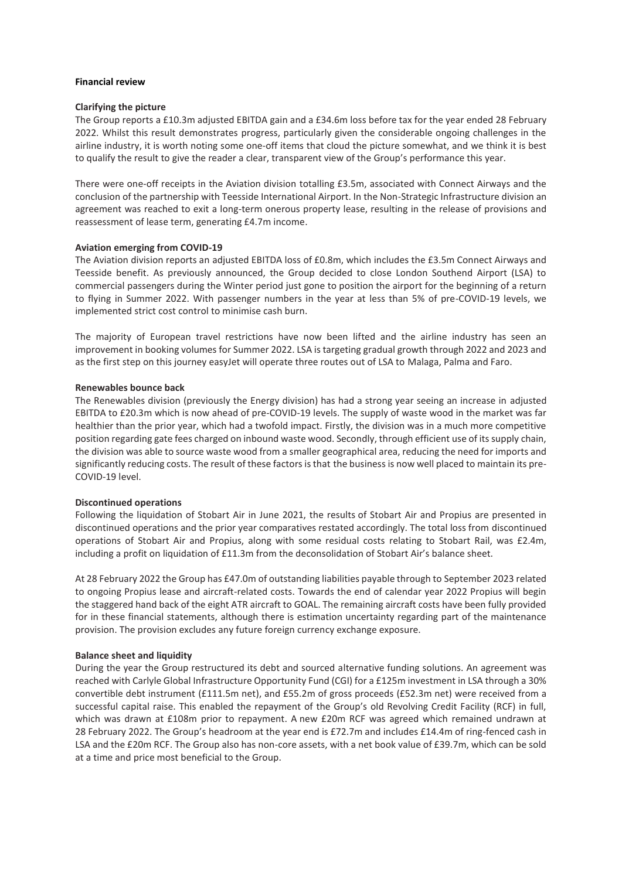## Financial review

### Clarifying the picture

The Group reports a £10.3m adjusted EBITDA gain and a £34.6m loss before tax for the year ended 28 February 2022. Whilst this result demonstrates progress, particularly given the considerable ongoing challenges in the airline industry, it is worth noting some one-off items that cloud the picture somewhat, and we think it is best to qualify the result to give the reader a clear, transparent view of the Group's performance this year.

There were one-off receipts in the Aviation division totalling £3.5m, associated with Connect Airways and the conclusion of the partnership with Teesside International Airport. In the Non-Strategic Infrastructure division an agreement was reached to exit a long-term onerous property lease, resulting in the release of provisions and reassessment of lease term, generating £4.7m income.

### Aviation emerging from COVID-19

The Aviation division reports an adjusted EBITDA loss of £0.8m, which includes the £3.5m Connect Airways and Teesside benefit. As previously announced, the Group decided to close London Southend Airport (LSA) to commercial passengers during the Winter period just gone to position the airport for the beginning of a return to flying in Summer 2022. With passenger numbers in the year at less than 5% of pre-COVID-19 levels, we implemented strict cost control to minimise cash burn.

The majority of European travel restrictions have now been lifted and the airline industry has seen an improvement in booking volumes for Summer 2022. LSA is targeting gradual growth through 2022 and 2023 and as the first step on this journey easyJet will operate three routes out of LSA to Malaga, Palma and Faro.

### Renewables bounce back

The Renewables division (previously the Energy division) has had a strong year seeing an increase in adjusted EBITDA to £20.3m which is now ahead of pre-COVID-19 levels. The supply of waste wood in the market was far healthier than the prior year, which had a twofold impact. Firstly, the division was in a much more competitive position regarding gate fees charged on inbound waste wood. Secondly, through efficient use of its supply chain, the division was able to source waste wood from a smaller geographical area, reducing the need for imports and significantly reducing costs. The result of these factors is that the business is now well placed to maintain its pre-COVID-19 level.

### Discontinued operations

Following the liquidation of Stobart Air in June 2021, the results of Stobart Air and Propius are presented in discontinued operations and the prior year comparatives restated accordingly. The total loss from discontinued operations of Stobart Air and Propius, along with some residual costs relating to Stobart Rail, was £2.4m, including a profit on liquidation of £11.3m from the deconsolidation of Stobart Air's balance sheet.

At 28 February 2022 the Group has £47.0m of outstanding liabilities payable through to September 2023 related to ongoing Propius lease and aircraft-related costs. Towards the end of calendar year 2022 Propius will begin the staggered hand back of the eight ATR aircraft to GOAL. The remaining aircraft costs have been fully provided for in these financial statements, although there is estimation uncertainty regarding part of the maintenance provision. The provision excludes any future foreign currency exchange exposure.

### Balance sheet and liquidity

During the year the Group restructured its debt and sourced alternative funding solutions. An agreement was reached with Carlyle Global Infrastructure Opportunity Fund (CGI) for a £125m investment in LSA through a 30% convertible debt instrument (£111.5m net), and £55.2m of gross proceeds (£52.3m net) were received from a successful capital raise. This enabled the repayment of the Group's old Revolving Credit Facility (RCF) in full, which was drawn at £108m prior to repayment. A new £20m RCF was agreed which remained undrawn at 28 February 2022. The Group's headroom at the year end is £72.7m and includes £14.4m of ring-fenced cash in LSA and the £20m RCF. The Group also has non-core assets, with a net book value of £39.7m, which can be sold at a time and price most beneficial to the Group.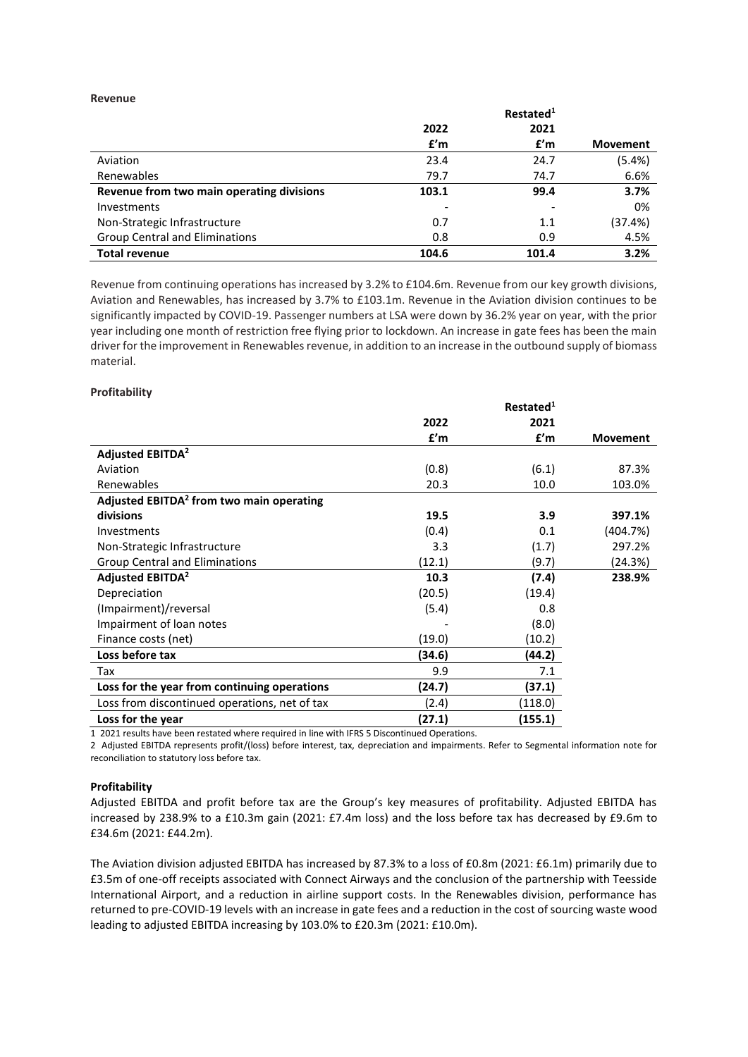**Revenue**

| | 2022 £'m | Restated[1] 2021 £'m | Movement |
|---|---|---|---|
| Aviation | 23.4 | 24.7 | (5.4%) |
| Renewables | 79.7 | 74.7 | 6.6% |
| **Revenue from two main operating divisions** | **103.1** | **99.4** | **3.7%** |
| Investments | - | - | 0% |
| Non-Strategic Infrastructure | 0.7 | 1.1 | (37.4%) |
| Group Central and Eliminations | 0.8 | 0.9 | 4.5% |
| **Total revenue** | **104.6** | **101.4** | **3.2%** |

Revenue from continuing operations has increased by 3.2% to £104.6m. Revenue from our key growth divisions, Aviation and Renewables, has increased by 3.7% to £103.1m. Revenue in the Aviation division continues to be significantly impacted by COVID-19. Passenger numbers at LSA were down by 36.2% year on year, with the prior year including one month of restriction free flying prior to lockdown. An increase in gate fees has been the main driver for the improvement in Renewables revenue, in addition to an increase in the outbound supply of biomass material.

**Profitability**

| | 2022 £'m | Restated[1] 2021 £'m | Movement |
|---|---|---|---|
| **Adjusted EBITDA[2]** | | | |
| Aviation | (0.8) | (6.1) | 87.3% |
| Renewables | 20.3 | 10.0 | 103.0% |
| **Adjusted EBITDA[2] from two main operating divisions** | **19.5** | **3.9** | **397.1%** |
| Investments | (0.4) | 0.1 | (404.7%) |
| Non-Strategic Infrastructure | 3.3 | (1.7) | 297.2% |
| Group Central and Eliminations | (12.1) | (9.7) | (24.3%) |
| **Adjusted EBITDA[2]** | **10.3** | **(7.4)** | **238.9%** |
| Depreciation | (20.5) | (19.4) | |
| (Impairment)/reversal | (5.4) | 0.8 | |
| Impairment of loan notes | - | (8.0) | |
| Finance costs (net) | (19.0) | (10.2) | |
| **Loss before tax** | **(34.6)** | **(44.2)** | |
| Tax | 9.9 | 7.1 | |
| **Loss for the year from continuing operations** | **(24.7)** | **(37.1)** | |
| Loss from discontinued operations, net of tax | (2.4) | (118.0) | |
| **Loss for the year** | **(27.1)** | **(155.1)** | |

1 2021 results have been restated where required in line with IFRS 5 Discontinued Operations.

2 Adjusted EBITDA represents profit/(loss) before interest, tax, depreciation and impairments. Refer to Segmental information note for reconciliation to statutory loss before tax.

**Profitability**

Adjusted EBITDA and profit before tax are the Group's key measures of profitability. Adjusted EBITDA has increased by 238.9% to a £10.3m gain (2021: £7.4m loss) and the loss before tax has decreased by £9.6m to £34.6m (2021: £44.2m).

The Aviation division adjusted EBITDA has increased by 87.3% to a loss of £0.8m (2021: £6.1m) primarily due to £3.5m of one-off receipts associated with Connect Airways and the conclusion of the partnership with Teesside International Airport, and a reduction in airline support costs. In the Renewables division, performance has returned to pre-COVID-19 levels with an increase in gate fees and a reduction in the cost of sourcing waste wood leading to adjusted EBITDA increasing by 103.0% to £20.3m (2021: £10.0m).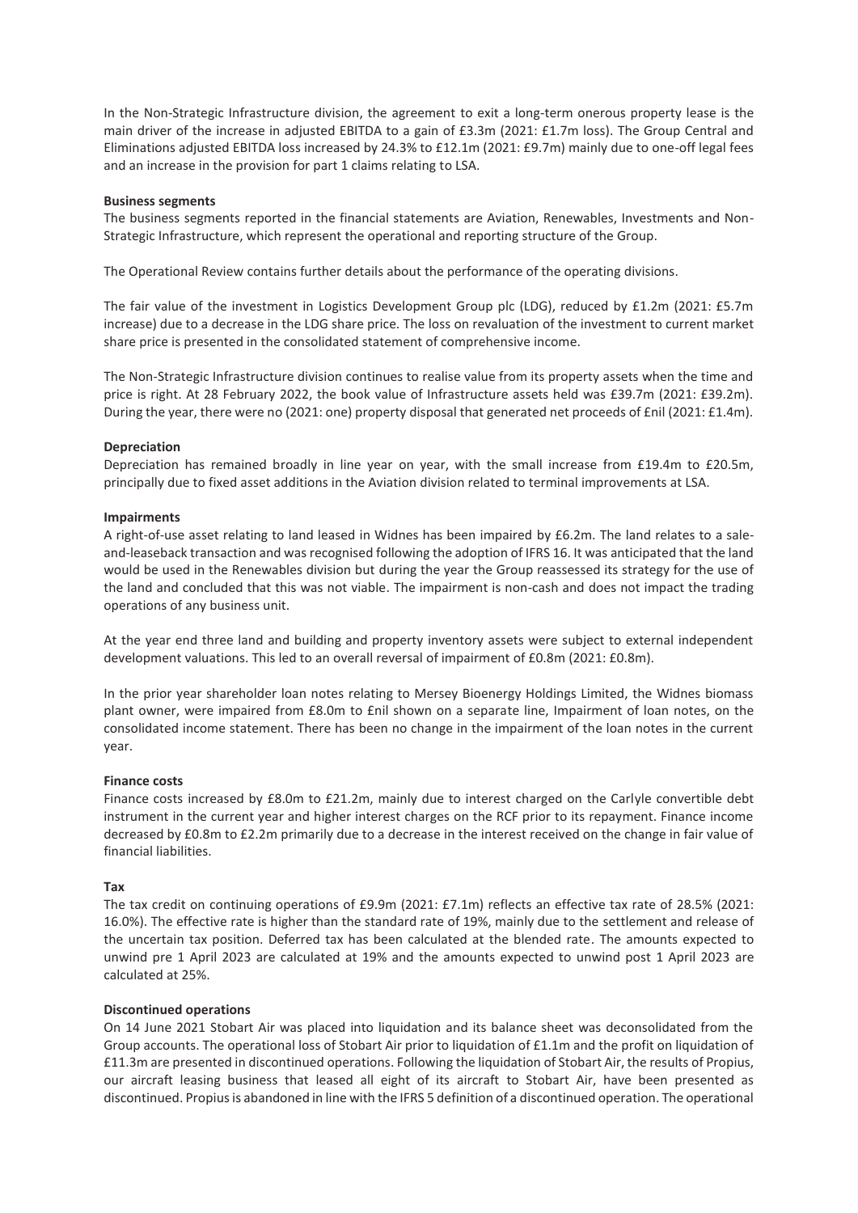In the Non-Strategic Infrastructure division, the agreement to exit a long-term onerous property lease is the main driver of the increase in adjusted EBITDA to a gain of £3.3m (2021: £1.7m loss). The Group Central and Eliminations adjusted EBITDA loss increased by 24.3% to £12.1m (2021: £9.7m) mainly due to one-off legal fees and an increase in the provision for part 1 claims relating to LSA.

**Business segments**

The business segments reported in the financial statements are Aviation, Renewables, Investments and Non-Strategic Infrastructure, which represent the operational and reporting structure of the Group.

The Operational Review contains further details about the performance of the operating divisions.

The fair value of the investment in Logistics Development Group plc (LDG), reduced by £1.2m (2021: £5.7m increase) due to a decrease in the LDG share price. The loss on revaluation of the investment to current market share price is presented in the consolidated statement of comprehensive income.

The Non-Strategic Infrastructure division continues to realise value from its property assets when the time and price is right. At 28 February 2022, the book value of Infrastructure assets held was £39.7m (2021: £39.2m). During the year, there were no (2021: one) property disposal that generated net proceeds of £nil (2021: £1.4m).

**Depreciation**

Depreciation has remained broadly in line year on year, with the small increase from £19.4m to £20.5m, principally due to fixed asset additions in the Aviation division related to terminal improvements at LSA.

**Impairments**

A right-of-use asset relating to land leased in Widnes has been impaired by £6.2m. The land relates to a sale-and-leaseback transaction and was recognised following the adoption of IFRS 16. It was anticipated that the land would be used in the Renewables division but during the year the Group reassessed its strategy for the use of the land and concluded that this was not viable. The impairment is non-cash and does not impact the trading operations of any business unit.

At the year end three land and building and property inventory assets were subject to external independent development valuations. This led to an overall reversal of impairment of £0.8m (2021: £0.8m).

In the prior year shareholder loan notes relating to Mersey Bioenergy Holdings Limited, the Widnes biomass plant owner, were impaired from £8.0m to £nil shown on a separate line, Impairment of loan notes, on the consolidated income statement. There has been no change in the impairment of the loan notes in the current year.

**Finance costs**

Finance costs increased by £8.0m to £21.2m, mainly due to interest charged on the Carlyle convertible debt instrument in the current year and higher interest charges on the RCF prior to its repayment. Finance income decreased by £0.8m to £2.2m primarily due to a decrease in the interest received on the change in fair value of financial liabilities.

**Tax**

The tax credit on continuing operations of £9.9m (2021: £7.1m) reflects an effective tax rate of 28.5% (2021: 16.0%). The effective rate is higher than the standard rate of 19%, mainly due to the settlement and release of the uncertain tax position. Deferred tax has been calculated at the blended rate. The amounts expected to unwind pre 1 April 2023 are calculated at 19% and the amounts expected to unwind post 1 April 2023 are calculated at 25%.

**Discontinued operations**

On 14 June 2021 Stobart Air was placed into liquidation and its balance sheet was deconsolidated from the Group accounts. The operational loss of Stobart Air prior to liquidation of £1.1m and the profit on liquidation of £11.3m are presented in discontinued operations. Following the liquidation of Stobart Air, the results of Propius, our aircraft leasing business that leased all eight of its aircraft to Stobart Air, have been presented as discontinued. Propius is abandoned in line with the IFRS 5 definition of a discontinued operation. The operational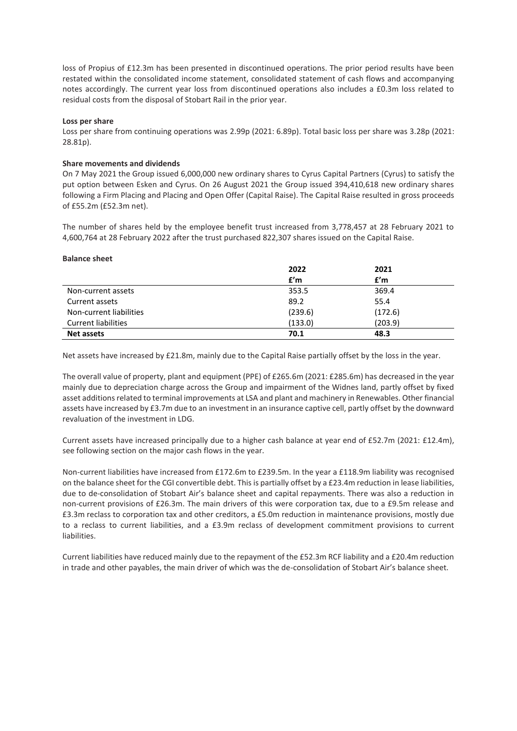loss of Propius of £12.3m has been presented in discontinued operations. The prior period results have been restated within the consolidated income statement, consolidated statement of cash flows and accompanying notes accordingly. The current year loss from discontinued operations also includes a £0.3m loss related to residual costs from the disposal of Stobart Rail in the prior year.

**Loss per share**

Loss per share from continuing operations was 2.99p (2021: 6.89p). Total basic loss per share was 3.28p (2021: 28.81p).

**Share movements and dividends**

On 7 May 2021 the Group issued 6,000,000 new ordinary shares to Cyrus Capital Partners (Cyrus) to satisfy the put option between Esken and Cyrus. On 26 August 2021 the Group issued 394,410,618 new ordinary shares following a Firm Placing and Placing and Open Offer (Capital Raise). The Capital Raise resulted in gross proceeds of £55.2m (£52.3m net).

The number of shares held by the employee benefit trust increased from 3,778,457 at 28 February 2021 to 4,600,764 at 28 February 2022 after the trust purchased 822,307 shares issued on the Capital Raise.

**Balance sheet**

| | 2022 | 2021 |
|---|---|---|
| | £'m | £'m |
| Non-current assets | 353.5 | 369.4 |
| Current assets | 89.2 | 55.4 |
| Non-current liabilities | (239.6) | (172.6) |
| Current liabilities | (133.0) | (203.9) |
| **Net assets** | **70.1** | **48.3** |

Net assets have increased by £21.8m, mainly due to the Capital Raise partially offset by the loss in the year.

The overall value of property, plant and equipment (PPE) of £265.6m (2021: £285.6m) has decreased in the year mainly due to depreciation charge across the Group and impairment of the Widnes land, partly offset by fixed asset additions related to terminal improvements at LSA and plant and machinery in Renewables. Other financial assets have increased by £3.7m due to an investment in an insurance captive cell, partly offset by the downward revaluation of the investment in LDG.

Current assets have increased principally due to a higher cash balance at year end of £52.7m (2021: £12.4m), see following section on the major cash flows in the year.

Non-current liabilities have increased from £172.6m to £239.5m. In the year a £118.9m liability was recognised on the balance sheet for the CGI convertible debt. This is partially offset by a £23.4m reduction in lease liabilities, due to de-consolidation of Stobart Air's balance sheet and capital repayments. There was also a reduction in non-current provisions of £26.3m. The main drivers of this were corporation tax, due to a £9.5m release and £3.3m reclass to corporation tax and other creditors, a £5.0m reduction in maintenance provisions, mostly due to a reclass to current liabilities, and a £3.9m reclass of development commitment provisions to current liabilities.

Current liabilities have reduced mainly due to the repayment of the £52.3m RCF liability and a £20.4m reduction in trade and other payables, the main driver of which was the de-consolidation of Stobart Air's balance sheet.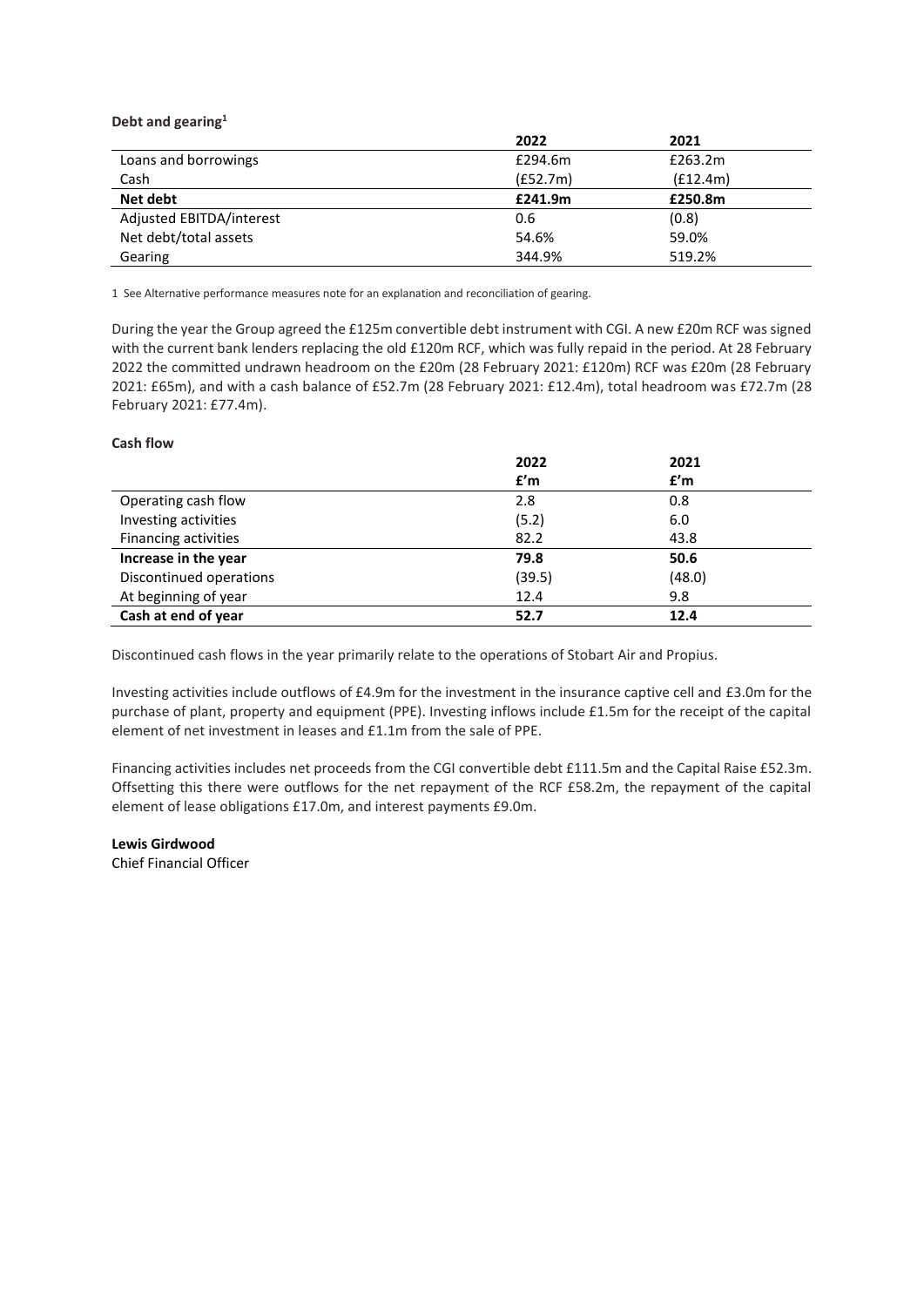**Debt and gearing**[1]

| | 2022 | 2021 |
|---|---|---|
| Loans and borrowings | £294.6m | £263.2m |
| Cash | (£52.7m) | (£12.4m) |
| **Net debt** | **£241.9m** | **£250.8m** |
| Adjusted EBITDA/interest | 0.6 | (0.8) |
| Net debt/total assets | 54.6% | 59.0% |
| Gearing | 344.9% | 519.2% |

1 See Alternative performance measures note for an explanation and reconciliation of gearing.

During the year the Group agreed the £125m convertible debt instrument with CGI. A new £20m RCF was signed with the current bank lenders replacing the old £120m RCF, which was fully repaid in the period. At 28 February 2022 the committed undrawn headroom on the £20m (28 February 2021: £120m) RCF was £20m (28 February 2021: £65m), and with a cash balance of £52.7m (28 February 2021: £12.4m), total headroom was £72.7m (28 February 2021: £77.4m).

**Cash flow**

| | 2022<br>£'m | 2021<br>£'m |
|---|---|---|
| Operating cash flow | 2.8 | 0.8 |
| Investing activities | (5.2) | 6.0 |
| Financing activities | 82.2 | 43.8 |
| **Increase in the year** | **79.8** | **50.6** |
| Discontinued operations | (39.5) | (48.0) |
| At beginning of year | 12.4 | 9.8 |
| **Cash at end of year** | **52.7** | **12.4** |

Discontinued cash flows in the year primarily relate to the operations of Stobart Air and Propius.

Investing activities include outflows of £4.9m for the investment in the insurance captive cell and £3.0m for the purchase of plant, property and equipment (PPE). Investing inflows include £1.5m for the receipt of the capital element of net investment in leases and £1.1m from the sale of PPE.

Financing activities includes net proceeds from the CGI convertible debt £111.5m and the Capital Raise £52.3m. Offsetting this there were outflows for the net repayment of the RCF £58.2m, the repayment of the capital element of lease obligations £17.0m, and interest payments £9.0m.

**Lewis Girdwood**
Chief Financial Officer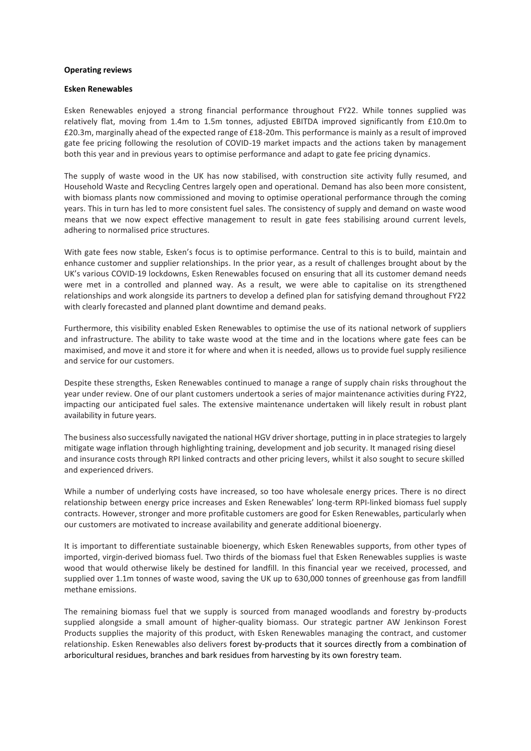**Operating reviews**

**Esken Renewables**

Esken Renewables enjoyed a strong financial performance throughout FY22. While tonnes supplied was relatively flat, moving from 1.4m to 1.5m tonnes, adjusted EBITDA improved significantly from £10.0m to £20.3m, marginally ahead of the expected range of £18-20m. This performance is mainly as a result of improved gate fee pricing following the resolution of COVID-19 market impacts and the actions taken by management both this year and in previous years to optimise performance and adapt to gate fee pricing dynamics.

The supply of waste wood in the UK has now stabilised, with construction site activity fully resumed, and Household Waste and Recycling Centres largely open and operational. Demand has also been more consistent, with biomass plants now commissioned and moving to optimise operational performance through the coming years. This in turn has led to more consistent fuel sales. The consistency of supply and demand on waste wood means that we now expect effective management to result in gate fees stabilising around current levels, adhering to normalised price structures.

With gate fees now stable, Esken's focus is to optimise performance. Central to this is to build, maintain and enhance customer and supplier relationships. In the prior year, as a result of challenges brought about by the UK's various COVID-19 lockdowns, Esken Renewables focused on ensuring that all its customer demand needs were met in a controlled and planned way. As a result, we were able to capitalise on its strengthened relationships and work alongside its partners to develop a defined plan for satisfying demand throughout FY22 with clearly forecasted and planned plant downtime and demand peaks.

Furthermore, this visibility enabled Esken Renewables to optimise the use of its national network of suppliers and infrastructure. The ability to take waste wood at the time and in the locations where gate fees can be maximised, and move it and store it for where and when it is needed, allows us to provide fuel supply resilience and service for our customers.

Despite these strengths, Esken Renewables continued to manage a range of supply chain risks throughout the year under review. One of our plant customers undertook a series of major maintenance activities during FY22, impacting our anticipated fuel sales. The extensive maintenance undertaken will likely result in robust plant availability in future years.

The business also successfully navigated the national HGV driver shortage, putting in in place strategies to largely mitigate wage inflation through highlighting training, development and job security. It managed rising diesel and insurance costs through RPI linked contracts and other pricing levers, whilst it also sought to secure skilled and experienced drivers.

While a number of underlying costs have increased, so too have wholesale energy prices. There is no direct relationship between energy price increases and Esken Renewables' long-term RPI-linked biomass fuel supply contracts. However, stronger and more profitable customers are good for Esken Renewables, particularly when our customers are motivated to increase availability and generate additional bioenergy.

It is important to differentiate sustainable bioenergy, which Esken Renewables supports, from other types of imported, virgin-derived biomass fuel. Two thirds of the biomass fuel that Esken Renewables supplies is waste wood that would otherwise likely be destined for landfill. In this financial year we received, processed, and supplied over 1.1m tonnes of waste wood, saving the UK up to 630,000 tonnes of greenhouse gas from landfill methane emissions.

The remaining biomass fuel that we supply is sourced from managed woodlands and forestry by-products supplied alongside a small amount of higher-quality biomass. Our strategic partner AW Jenkinson Forest Products supplies the majority of this product, with Esken Renewables managing the contract, and customer relationship. Esken Renewables also delivers forest by-products that it sources directly from a combination of arboricultural residues, branches and bark residues from harvesting by its own forestry team.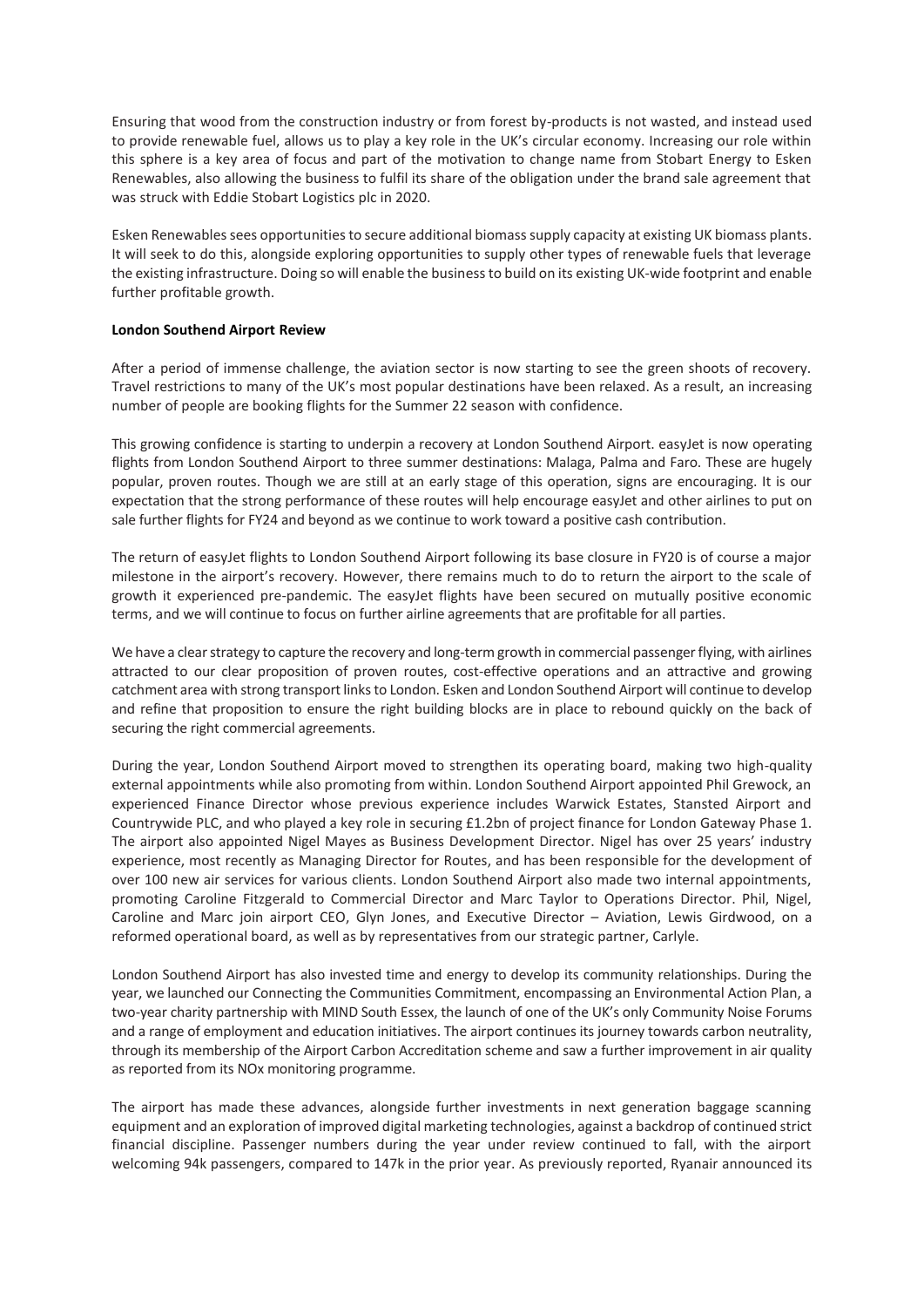Ensuring that wood from the construction industry or from forest by-products is not wasted, and instead used to provide renewable fuel, allows us to play a key role in the UK's circular economy. Increasing our role within this sphere is a key area of focus and part of the motivation to change name from Stobart Energy to Esken Renewables, also allowing the business to fulfil its share of the obligation under the brand sale agreement that was struck with Eddie Stobart Logistics plc in 2020.

Esken Renewables sees opportunities to secure additional biomass supply capacity at existing UK biomass plants. It will seek to do this, alongside exploring opportunities to supply other types of renewable fuels that leverage the existing infrastructure. Doing so will enable the business to build on its existing UK-wide footprint and enable further profitable growth.

**London Southend Airport Review**

After a period of immense challenge, the aviation sector is now starting to see the green shoots of recovery. Travel restrictions to many of the UK's most popular destinations have been relaxed. As a result, an increasing number of people are booking flights for the Summer 22 season with confidence.

This growing confidence is starting to underpin a recovery at London Southend Airport. easyJet is now operating flights from London Southend Airport to three summer destinations: Malaga, Palma and Faro. These are hugely popular, proven routes. Though we are still at an early stage of this operation, signs are encouraging. It is our expectation that the strong performance of these routes will help encourage easyJet and other airlines to put on sale further flights for FY24 and beyond as we continue to work toward a positive cash contribution.

The return of easyJet flights to London Southend Airport following its base closure in FY20 is of course a major milestone in the airport's recovery. However, there remains much to do to return the airport to the scale of growth it experienced pre-pandemic. The easyJet flights have been secured on mutually positive economic terms, and we will continue to focus on further airline agreements that are profitable for all parties.

We have a clear strategy to capture the recovery and long-term growth in commercial passenger flying, with airlines attracted to our clear proposition of proven routes, cost-effective operations and an attractive and growing catchment area with strong transport links to London. Esken and London Southend Airport will continue to develop and refine that proposition to ensure the right building blocks are in place to rebound quickly on the back of securing the right commercial agreements.

During the year, London Southend Airport moved to strengthen its operating board, making two high-quality external appointments while also promoting from within. London Southend Airport appointed Phil Grewock, an experienced Finance Director whose previous experience includes Warwick Estates, Stansted Airport and Countrywide PLC, and who played a key role in securing £1.2bn of project finance for London Gateway Phase 1. The airport also appointed Nigel Mayes as Business Development Director. Nigel has over 25 years' industry experience, most recently as Managing Director for Routes, and has been responsible for the development of over 100 new air services for various clients. London Southend Airport also made two internal appointments, promoting Caroline Fitzgerald to Commercial Director and Marc Taylor to Operations Director. Phil, Nigel, Caroline and Marc join airport CEO, Glyn Jones, and Executive Director – Aviation, Lewis Girdwood, on a reformed operational board, as well as by representatives from our strategic partner, Carlyle.

London Southend Airport has also invested time and energy to develop its community relationships. During the year, we launched our Connecting the Communities Commitment, encompassing an Environmental Action Plan, a two-year charity partnership with MIND South Essex, the launch of one of the UK's only Community Noise Forums and a range of employment and education initiatives. The airport continues its journey towards carbon neutrality, through its membership of the Airport Carbon Accreditation scheme and saw a further improvement in air quality as reported from its NOx monitoring programme.

The airport has made these advances, alongside further investments in next generation baggage scanning equipment and an exploration of improved digital marketing technologies, against a backdrop of continued strict financial discipline. Passenger numbers during the year under review continued to fall, with the airport welcoming 94k passengers, compared to 147k in the prior year. As previously reported, Ryanair announced its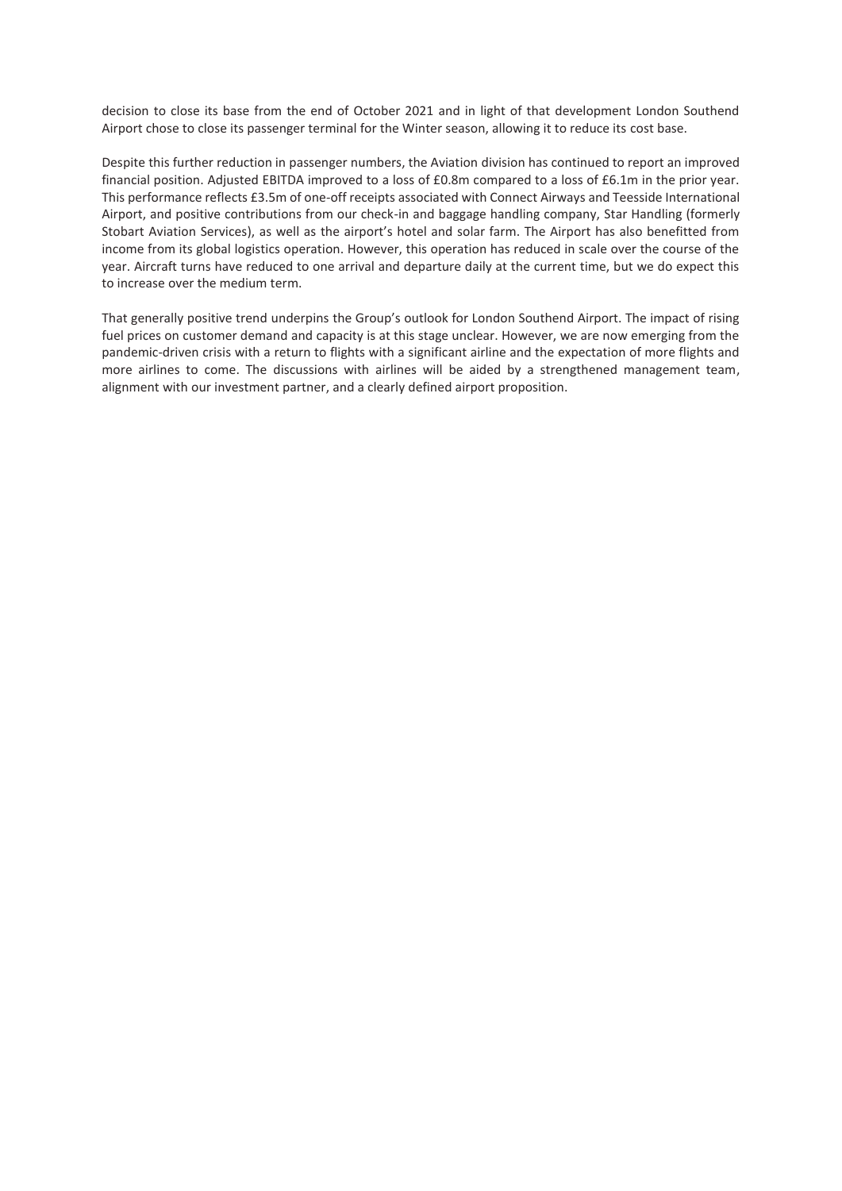decision to close its base from the end of October 2021 and in light of that development London Southend Airport chose to close its passenger terminal for the Winter season, allowing it to reduce its cost base.

Despite this further reduction in passenger numbers, the Aviation division has continued to report an improved financial position. Adjusted EBITDA improved to a loss of £0.8m compared to a loss of £6.1m in the prior year. This performance reflects £3.5m of one-off receipts associated with Connect Airways and Teesside International Airport, and positive contributions from our check-in and baggage handling company, Star Handling (formerly Stobart Aviation Services), as well as the airport's hotel and solar farm. The Airport has also benefitted from income from its global logistics operation. However, this operation has reduced in scale over the course of the year. Aircraft turns have reduced to one arrival and departure daily at the current time, but we do expect this to increase over the medium term.

That generally positive trend underpins the Group's outlook for London Southend Airport. The impact of rising fuel prices on customer demand and capacity is at this stage unclear. However, we are now emerging from the pandemic-driven crisis with a return to flights with a significant airline and the expectation of more flights and more airlines to come. The discussions with airlines will be aided by a strengthened management team, alignment with our investment partner, and a clearly defined airport proposition.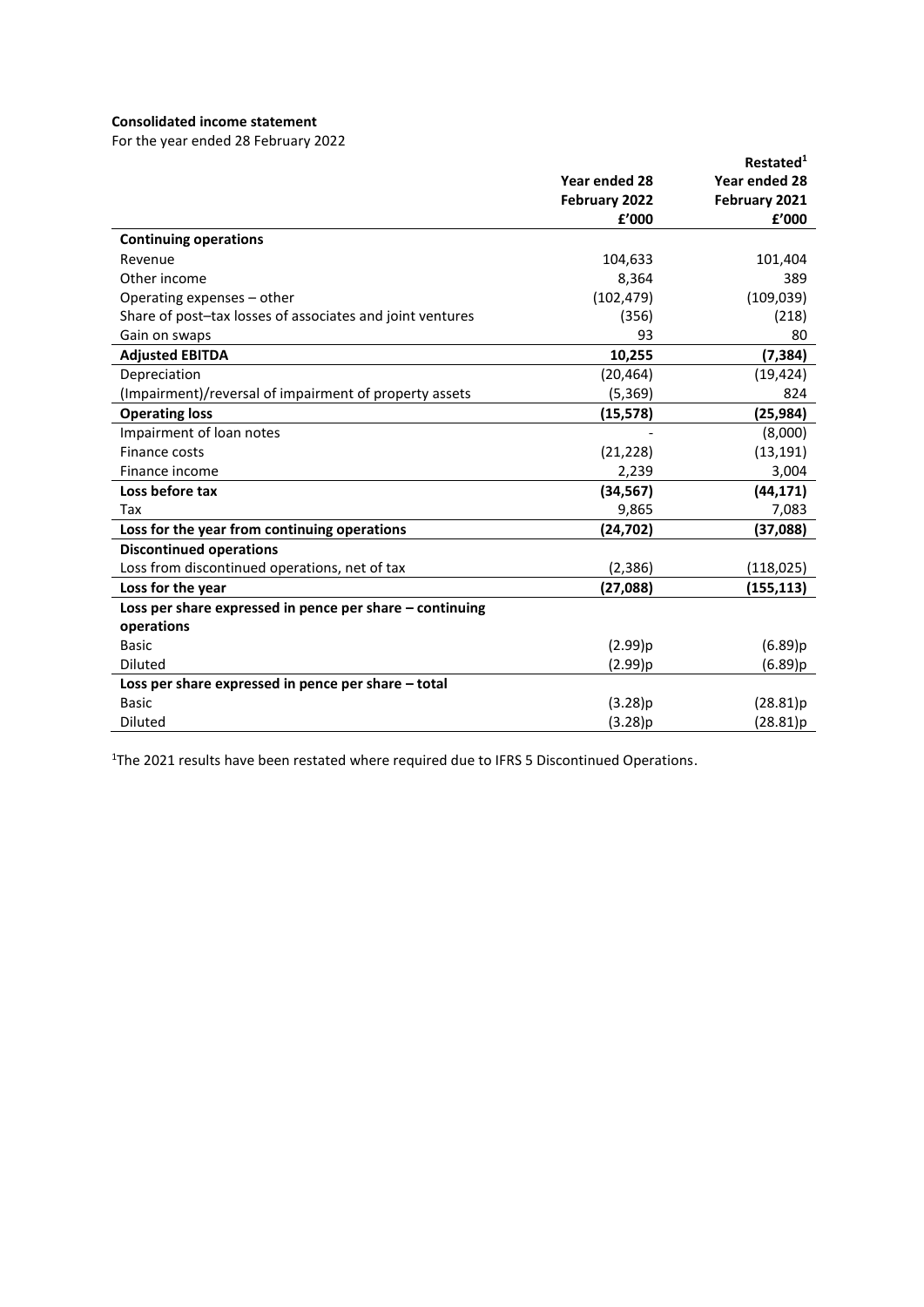**Consolidated income statement**

For the year ended 28 February 2022

| | Year ended 28 February 2022 £'000 | Restated[1] Year ended 28 February 2021 £'000 |
|---|---|---|
| **Continuing operations** | | |
| Revenue | 104,633 | 101,404 |
| Other income | 8,364 | 389 |
| Operating expenses – other | (102,479) | (109,039) |
| Share of post–tax losses of associates and joint ventures | (356) | (218) |
| Gain on swaps | 93 | 80 |
| **Adjusted EBITDA** | **10,255** | **(7,384)** |
| Depreciation | (20,464) | (19,424) |
| (Impairment)/reversal of impairment of property assets | (5,369) | 824 |
| **Operating loss** | **(15,578)** | **(25,984)** |
| Impairment of loan notes | - | (8,000) |
| Finance costs | (21,228) | (13,191) |
| Finance income | 2,239 | 3,004 |
| **Loss before tax** | **(34,567)** | **(44,171)** |
| Tax | 9,865 | 7,083 |
| **Loss for the year from continuing operations** | **(24,702)** | **(37,088)** |
| **Discontinued operations** | | |
| Loss from discontinued operations, net of tax | (2,386) | (118,025) |
| **Loss for the year** | **(27,088)** | **(155,113)** |
| **Loss per share expressed in pence per share – continuing operations** | | |
| Basic | (2.99)p | (6.89)p |
| Diluted | (2.99)p | (6.89)p |
| **Loss per share expressed in pence per share – total** | | |
| Basic | (3.28)p | (28.81)p |
| Diluted | (3.28)p | (28.81)p |

[1]The 2021 results have been restated where required due to IFRS 5 Discontinued Operations.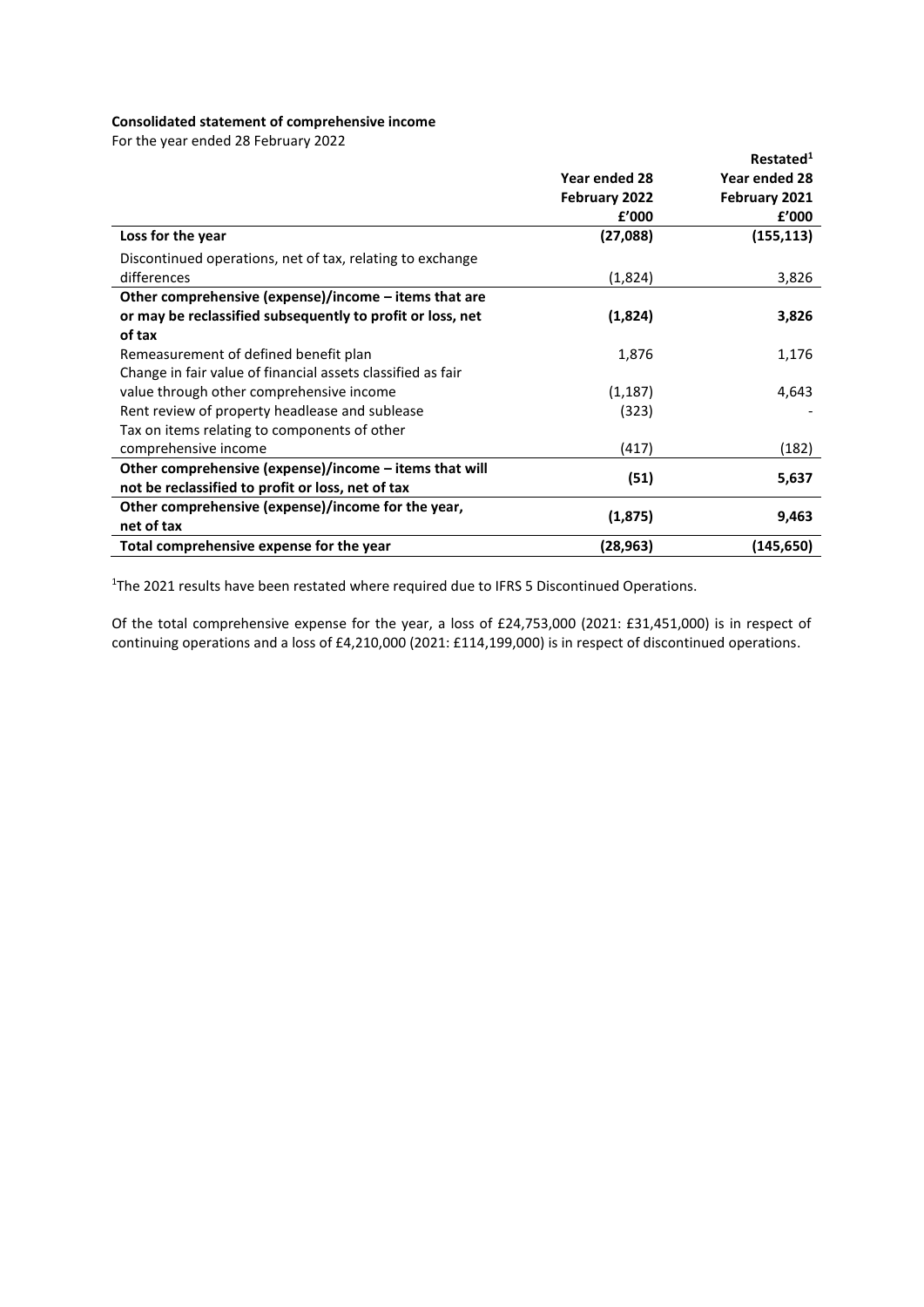**Consolidated statement of comprehensive income**

For the year ended 28 February 2022

| | Year ended 28 February 2022 £'000 | Restated[1] Year ended 28 February 2021 £'000 |
|---|---|---|
| **Loss for the year** | **(27,088)** | **(155,113)** |
| Discontinued operations, net of tax, relating to exchange differences | (1,824) | 3,826 |
| **Other comprehensive (expense)/income – items that are or may be reclassified subsequently to profit or loss, net of tax** | **(1,824)** | **3,826** |
| Remeasurement of defined benefit plan | 1,876 | 1,176 |
| Change in fair value of financial assets classified as fair value through other comprehensive income | (1,187) | 4,643 |
| Rent review of property headlease and sublease | (323) | - |
| Tax on items relating to components of other comprehensive income | (417) | (182) |
| **Other comprehensive (expense)/income – items that will not be reclassified to profit or loss, net of tax** | **(51)** | **5,637** |
| **Other comprehensive (expense)/income for the year, net of tax** | **(1,875)** | **9,463** |
| **Total comprehensive expense for the year** | **(28,963)** | **(145,650)** |

[1]The 2021 results have been restated where required due to IFRS 5 Discontinued Operations.

Of the total comprehensive expense for the year, a loss of £24,753,000 (2021: £31,451,000) is in respect of continuing operations and a loss of £4,210,000 (2021: £114,199,000) is in respect of discontinued operations.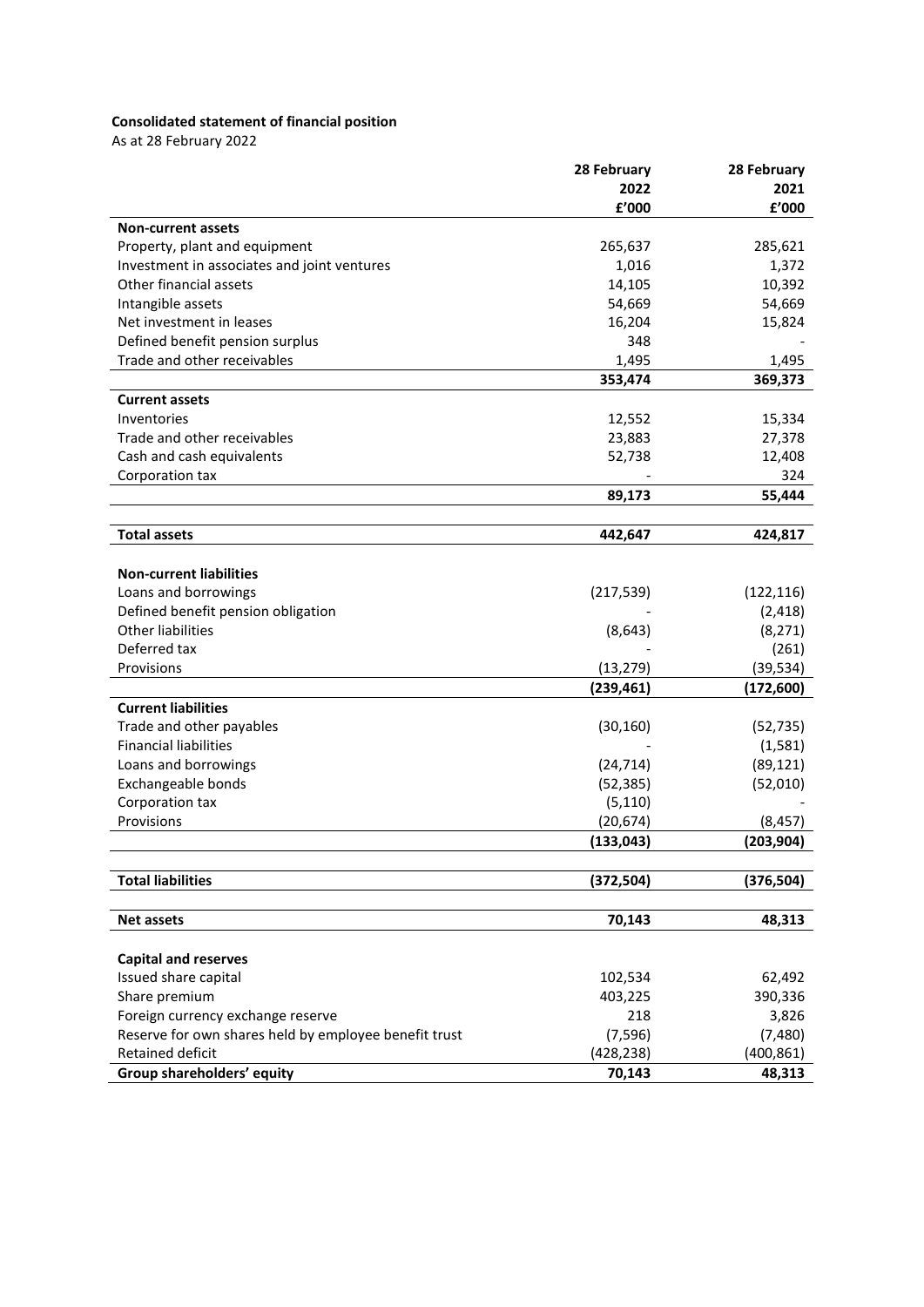**Consolidated statement of financial position**

As at 28 February 2022

| | 28 February 2022 £'000 | 28 February 2021 £'000 |
|---|---|---|
| **Non-current assets** | | |
| Property, plant and equipment | 265,637 | 285,621 |
| Investment in associates and joint ventures | 1,016 | 1,372 |
| Other financial assets | 14,105 | 10,392 |
| Intangible assets | 54,669 | 54,669 |
| Net investment in leases | 16,204 | 15,824 |
| Defined benefit pension surplus | 348 | - |
| Trade and other receivables | 1,495 | 1,495 |
| | **353,474** | **369,373** |
| **Current assets** | | |
| Inventories | 12,552 | 15,334 |
| Trade and other receivables | 23,883 | 27,378 |
| Cash and cash equivalents | 52,738 | 12,408 |
| Corporation tax | - | 324 |
| | **89,173** | **55,444** |
| **Total assets** | **442,647** | **424,817** |
| **Non-current liabilities** | | |
| Loans and borrowings | (217,539) | (122,116) |
| Defined benefit pension obligation | - | (2,418) |
| Other liabilities | (8,643) | (8,271) |
| Deferred tax | - | (261) |
| Provisions | (13,279) | (39,534) |
| | **(239,461)** | **(172,600)** |
| **Current liabilities** | | |
| Trade and other payables | (30,160) | (52,735) |
| Financial liabilities | - | (1,581) |
| Loans and borrowings | (24,714) | (89,121) |
| Exchangeable bonds | (52,385) | (52,010) |
| Corporation tax | (5,110) | - |
| Provisions | (20,674) | (8,457) |
| | **(133,043)** | **(203,904)** |
| **Total liabilities** | **(372,504)** | **(376,504)** |
| **Net assets** | **70,143** | **48,313** |
| **Capital and reserves** | | |
| Issued share capital | 102,534 | 62,492 |
| Share premium | 403,225 | 390,336 |
| Foreign currency exchange reserve | 218 | 3,826 |
| Reserve for own shares held by employee benefit trust | (7,596) | (7,480) |
| Retained deficit | (428,238) | (400,861) |
| **Group shareholders' equity** | **70,143** | **48,313** |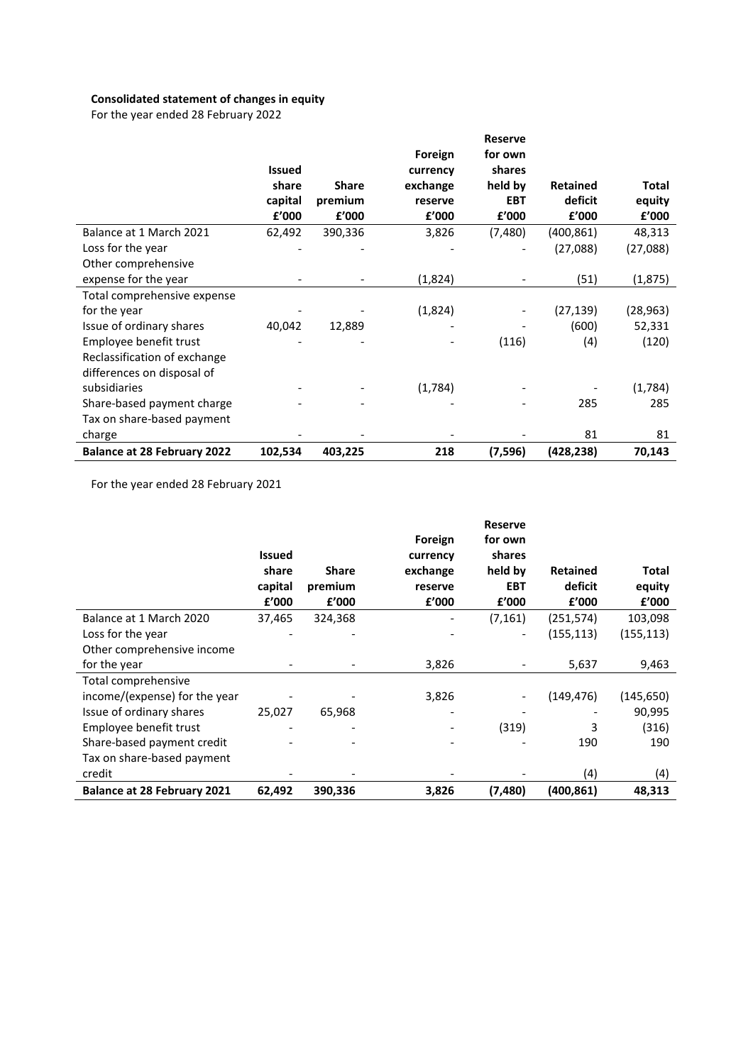**Consolidated statement of changes in equity**

For the year ended 28 February 2022

| | Issued share capital £'000 | Share premium £'000 | Foreign currency exchange reserve £'000 | Reserve for own shares held by EBT £'000 | Retained deficit £'000 | Total equity £'000 |
|---|---|---|---|---|---|---|
| Balance at 1 March 2021 | 62,492 | 390,336 | 3,826 | (7,480) | (400,861) | 48,313 |
| Loss for the year | - | - | - | - | (27,088) | (27,088) |
| Other comprehensive expense for the year | - | - | (1,824) | - | (51) | (1,875) |
| Total comprehensive expense for the year | - | - | (1,824) | - | (27,139) | (28,963) |
| Issue of ordinary shares | 40,042 | 12,889 | - | - | (600) | 52,331 |
| Employee benefit trust | - | - | - | (116) | (4) | (120) |
| Reclassification of exchange differences on disposal of subsidiaries | - | - | (1,784) | - | - | (1,784) |
| Share-based payment charge | - | - | - | - | 285 | 285 |
| Tax on share-based payment charge | - | - | - | - | 81 | 81 |
| **Balance at 28 February 2022** | **102,534** | **403,225** | **218** | **(7,596)** | **(428,238)** | **70,143** |

For the year ended 28 February 2021

| | Issued share capital £'000 | Share premium £'000 | Foreign currency exchange reserve £'000 | Reserve for own shares held by EBT £'000 | Retained deficit £'000 | Total equity £'000 |
|---|---|---|---|---|---|---|
| Balance at 1 March 2020 | 37,465 | 324,368 | - | (7,161) | (251,574) | 103,098 |
| Loss for the year | - | - | - | - | (155,113) | (155,113) |
| Other comprehensive income for the year | - | - | 3,826 | - | 5,637 | 9,463 |
| Total comprehensive income/(expense) for the year | - | - | 3,826 | - | (149,476) | (145,650) |
| Issue of ordinary shares | 25,027 | 65,968 | - | - | - | 90,995 |
| Employee benefit trust | - | - | - | (319) | 3 | (316) |
| Share-based payment credit | - | - | - | - | 190 | 190 |
| Tax on share-based payment credit | - | - | - | - | (4) | (4) |
| **Balance at 28 February 2021** | **62,492** | **390,336** | **3,826** | **(7,480)** | **(400,861)** | **48,313** |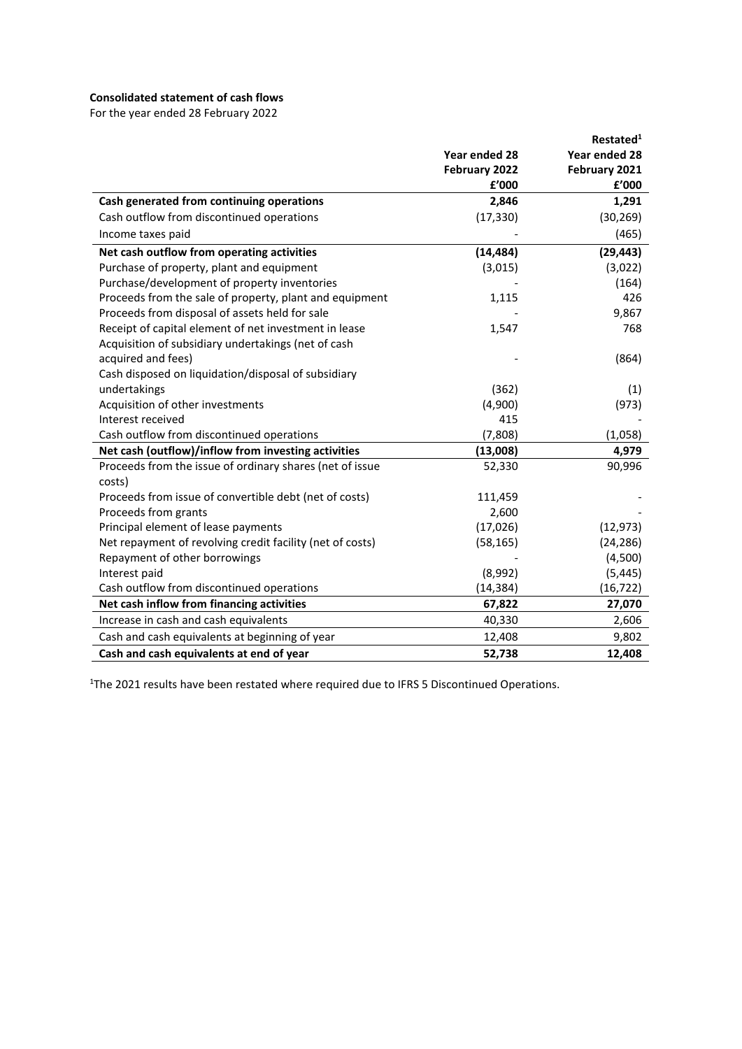**Consolidated statement of cash flows**

For the year ended 28 February 2022

| | Year ended 28 February 2022 £'000 | Restated[1] Year ended 28 February 2021 £'000 |
|---|---|---|
| **Cash generated from continuing operations** | **2,846** | **1,291** |
| Cash outflow from discontinued operations | (17,330) | (30,269) |
| Income taxes paid | - | (465) |
| **Net cash outflow from operating activities** | **(14,484)** | **(29,443)** |
| Purchase of property, plant and equipment | (3,015) | (3,022) |
| Purchase/development of property inventories | - | (164) |
| Proceeds from the sale of property, plant and equipment | 1,115 | 426 |
| Proceeds from disposal of assets held for sale | - | 9,867 |
| Receipt of capital element of net investment in lease | 1,547 | 768 |
| Acquisition of subsidiary undertakings (net of cash acquired and fees) | - | (864) |
| Cash disposed on liquidation/disposal of subsidiary undertakings | (362) | (1) |
| Acquisition of other investments | (4,900) | (973) |
| Interest received | 415 | - |
| Cash outflow from discontinued operations | (7,808) | (1,058) |
| **Net cash (outflow)/inflow from investing activities** | **(13,008)** | **4,979** |
| Proceeds from the issue of ordinary shares (net of issue costs) | 52,330 | 90,996 |
| Proceeds from issue of convertible debt (net of costs) | 111,459 | - |
| Proceeds from grants | 2,600 | - |
| Principal element of lease payments | (17,026) | (12,973) |
| Net repayment of revolving credit facility (net of costs) | (58,165) | (24,286) |
| Repayment of other borrowings | - | (4,500) |
| Interest paid | (8,992) | (5,445) |
| Cash outflow from discontinued operations | (14,384) | (16,722) |
| **Net cash inflow from financing activities** | **67,822** | **27,070** |
| Increase in cash and cash equivalents | 40,330 | 2,606 |
| Cash and cash equivalents at beginning of year | 12,408 | 9,802 |
| **Cash and cash equivalents at end of year** | **52,738** | **12,408** |

[1]The 2021 results have been restated where required due to IFRS 5 Discontinued Operations.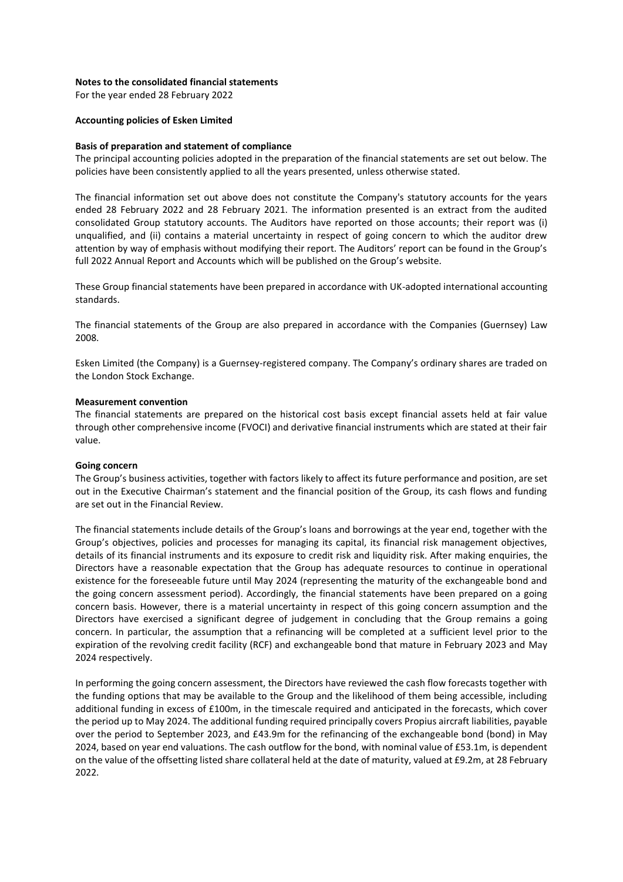**Notes to the consolidated financial statements**

For the year ended 28 February 2022

**Accounting policies of Esken Limited**

**Basis of preparation and statement of compliance**

The principal accounting policies adopted in the preparation of the financial statements are set out below. The policies have been consistently applied to all the years presented, unless otherwise stated.

The financial information set out above does not constitute the Company's statutory accounts for the years ended 28 February 2022 and 28 February 2021. The information presented is an extract from the audited consolidated Group statutory accounts. The Auditors have reported on those accounts; their report was (i) unqualified, and (ii) contains a material uncertainty in respect of going concern to which the auditor drew attention by way of emphasis without modifying their report. The Auditors' report can be found in the Group's full 2022 Annual Report and Accounts which will be published on the Group's website.

These Group financial statements have been prepared in accordance with UK-adopted international accounting standards.

The financial statements of the Group are also prepared in accordance with the Companies (Guernsey) Law 2008.

Esken Limited (the Company) is a Guernsey-registered company. The Company's ordinary shares are traded on the London Stock Exchange.

**Measurement convention**

The financial statements are prepared on the historical cost basis except financial assets held at fair value through other comprehensive income (FVOCI) and derivative financial instruments which are stated at their fair value.

**Going concern**

The Group's business activities, together with factors likely to affect its future performance and position, are set out in the Executive Chairman's statement and the financial position of the Group, its cash flows and funding are set out in the Financial Review.

The financial statements include details of the Group's loans and borrowings at the year end, together with the Group's objectives, policies and processes for managing its capital, its financial risk management objectives, details of its financial instruments and its exposure to credit risk and liquidity risk. After making enquiries, the Directors have a reasonable expectation that the Group has adequate resources to continue in operational existence for the foreseeable future until May 2024 (representing the maturity of the exchangeable bond and the going concern assessment period). Accordingly, the financial statements have been prepared on a going concern basis. However, there is a material uncertainty in respect of this going concern assumption and the Directors have exercised a significant degree of judgement in concluding that the Group remains a going concern. In particular, the assumption that a refinancing will be completed at a sufficient level prior to the expiration of the revolving credit facility (RCF) and exchangeable bond that mature in February 2023 and May 2024 respectively.

In performing the going concern assessment, the Directors have reviewed the cash flow forecasts together with the funding options that may be available to the Group and the likelihood of them being accessible, including additional funding in excess of £100m, in the timescale required and anticipated in the forecasts, which cover the period up to May 2024. The additional funding required principally covers Propius aircraft liabilities, payable over the period to September 2023, and £43.9m for the refinancing of the exchangeable bond (bond) in May 2024, based on year end valuations. The cash outflow for the bond, with nominal value of £53.1m, is dependent on the value of the offsetting listed share collateral held at the date of maturity, valued at £9.2m, at 28 February 2022.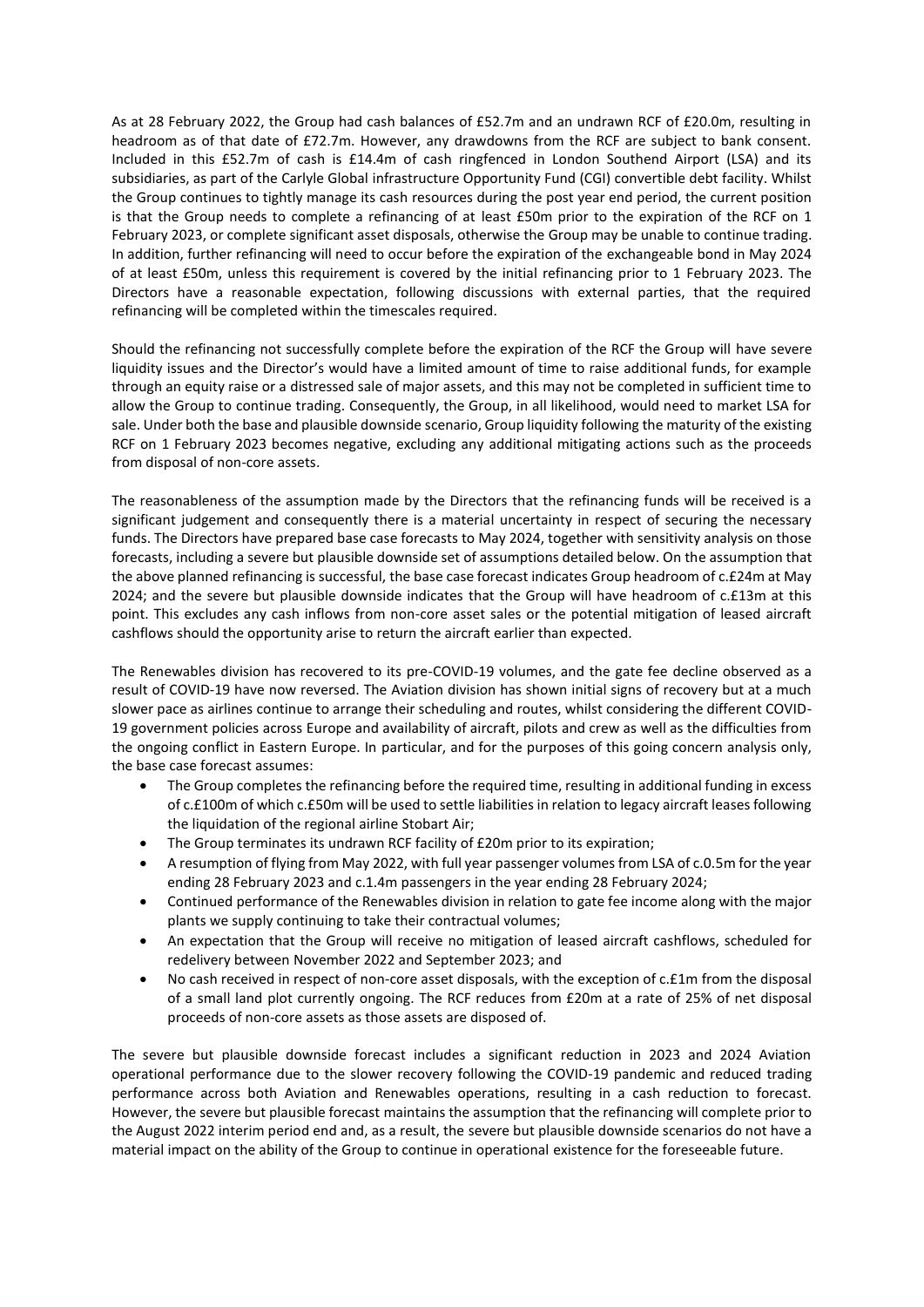As at 28 February 2022, the Group had cash balances of £52.7m and an undrawn RCF of £20.0m, resulting in headroom as of that date of £72.7m. However, any drawdowns from the RCF are subject to bank consent. Included in this £52.7m of cash is £14.4m of cash ringfenced in London Southend Airport (LSA) and its subsidiaries, as part of the Carlyle Global infrastructure Opportunity Fund (CGI) convertible debt facility. Whilst the Group continues to tightly manage its cash resources during the post year end period, the current position is that the Group needs to complete a refinancing of at least £50m prior to the expiration of the RCF on 1 February 2023, or complete significant asset disposals, otherwise the Group may be unable to continue trading. In addition, further refinancing will need to occur before the expiration of the exchangeable bond in May 2024 of at least £50m, unless this requirement is covered by the initial refinancing prior to 1 February 2023. The Directors have a reasonable expectation, following discussions with external parties, that the required refinancing will be completed within the timescales required.

Should the refinancing not successfully complete before the expiration of the RCF the Group will have severe liquidity issues and the Director's would have a limited amount of time to raise additional funds, for example through an equity raise or a distressed sale of major assets, and this may not be completed in sufficient time to allow the Group to continue trading. Consequently, the Group, in all likelihood, would need to market LSA for sale. Under both the base and plausible downside scenario, Group liquidity following the maturity of the existing RCF on 1 February 2023 becomes negative, excluding any additional mitigating actions such as the proceeds from disposal of non-core assets.

The reasonableness of the assumption made by the Directors that the refinancing funds will be received is a significant judgement and consequently there is a material uncertainty in respect of securing the necessary funds. The Directors have prepared base case forecasts to May 2024, together with sensitivity analysis on those forecasts, including a severe but plausible downside set of assumptions detailed below. On the assumption that the above planned refinancing is successful, the base case forecast indicates Group headroom of c.£24m at May 2024; and the severe but plausible downside indicates that the Group will have headroom of c.£13m at this point. This excludes any cash inflows from non-core asset sales or the potential mitigation of leased aircraft cashflows should the opportunity arise to return the aircraft earlier than expected.

The Renewables division has recovered to its pre-COVID-19 volumes, and the gate fee decline observed as a result of COVID-19 have now reversed. The Aviation division has shown initial signs of recovery but at a much slower pace as airlines continue to arrange their scheduling and routes, whilst considering the different COVID-19 government policies across Europe and availability of aircraft, pilots and crew as well as the difficulties from the ongoing conflict in Eastern Europe. In particular, and for the purposes of this going concern analysis only, the base case forecast assumes:

- The Group completes the refinancing before the required time, resulting in additional funding in excess of c.£100m of which c.£50m will be used to settle liabilities in relation to legacy aircraft leases following the liquidation of the regional airline Stobart Air;
- The Group terminates its undrawn RCF facility of £20m prior to its expiration;
- A resumption of flying from May 2022, with full year passenger volumes from LSA of c.0.5m for the year ending 28 February 2023 and c.1.4m passengers in the year ending 28 February 2024;
- Continued performance of the Renewables division in relation to gate fee income along with the major plants we supply continuing to take their contractual volumes;
- An expectation that the Group will receive no mitigation of leased aircraft cashflows, scheduled for redelivery between November 2022 and September 2023; and
- No cash received in respect of non-core asset disposals, with the exception of c.£1m from the disposal of a small land plot currently ongoing. The RCF reduces from £20m at a rate of 25% of net disposal proceeds of non-core assets as those assets are disposed of.

The severe but plausible downside forecast includes a significant reduction in 2023 and 2024 Aviation operational performance due to the slower recovery following the COVID-19 pandemic and reduced trading performance across both Aviation and Renewables operations, resulting in a cash reduction to forecast. However, the severe but plausible forecast maintains the assumption that the refinancing will complete prior to the August 2022 interim period end and, as a result, the severe but plausible downside scenarios do not have a material impact on the ability of the Group to continue in operational existence for the foreseeable future.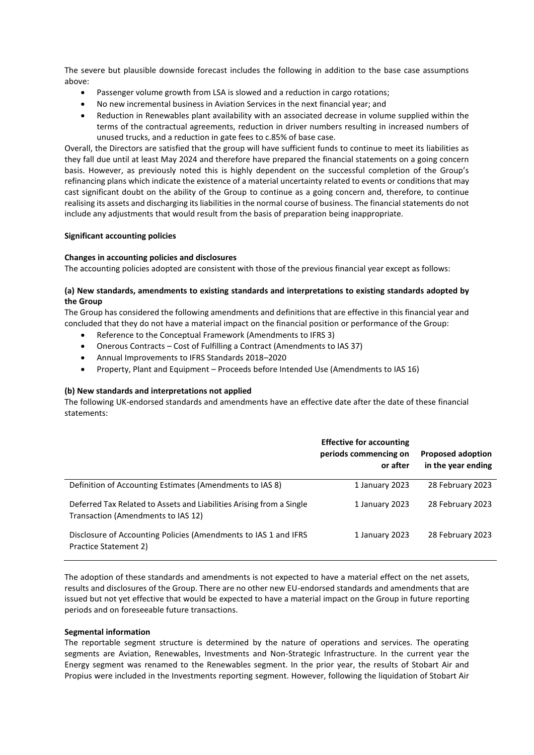The severe but plausible downside forecast includes the following in addition to the base case assumptions above:

- Passenger volume growth from LSA is slowed and a reduction in cargo rotations;
- No new incremental business in Aviation Services in the next financial year; and
- Reduction in Renewables plant availability with an associated decrease in volume supplied within the terms of the contractual agreements, reduction in driver numbers resulting in increased numbers of unused trucks, and a reduction in gate fees to c.85% of base case.

Overall, the Directors are satisfied that the group will have sufficient funds to continue to meet its liabilities as they fall due until at least May 2024 and therefore have prepared the financial statements on a going concern basis. However, as previously noted this is highly dependent on the successful completion of the Group's refinancing plans which indicate the existence of a material uncertainty related to events or conditions that may cast significant doubt on the ability of the Group to continue as a going concern and, therefore, to continue realising its assets and discharging its liabilities in the normal course of business. The financial statements do not include any adjustments that would result from the basis of preparation being inappropriate.

**Significant accounting policies**

**Changes in accounting policies and disclosures**

The accounting policies adopted are consistent with those of the previous financial year except as follows:

**(a) New standards, amendments to existing standards and interpretations to existing standards adopted by the Group**

The Group has considered the following amendments and definitions that are effective in this financial year and concluded that they do not have a material impact on the financial position or performance of the Group:

- Reference to the Conceptual Framework (Amendments to IFRS 3)
- Onerous Contracts – Cost of Fulfilling a Contract (Amendments to IAS 37)
- Annual Improvements to IFRS Standards 2018–2020
- Property, Plant and Equipment – Proceeds before Intended Use (Amendments to IAS 16)

**(b) New standards and interpretations not applied**

The following UK-endorsed standards and amendments have an effective date after the date of these financial statements:

| | Effective for accounting periods commencing on or after | Proposed adoption in the year ending |
|---|---|---|
| Definition of Accounting Estimates (Amendments to IAS 8) | 1 January 2023 | 28 February 2023 |
| Deferred Tax Related to Assets and Liabilities Arising from a Single Transaction (Amendments to IAS 12) | 1 January 2023 | 28 February 2023 |
| Disclosure of Accounting Policies (Amendments to IAS 1 and IFRS Practice Statement 2) | 1 January 2023 | 28 February 2023 |

The adoption of these standards and amendments is not expected to have a material effect on the net assets, results and disclosures of the Group. There are no other new EU-endorsed standards and amendments that are issued but not yet effective that would be expected to have a material impact on the Group in future reporting periods and on foreseeable future transactions.

**Segmental information**

The reportable segment structure is determined by the nature of operations and services. The operating segments are Aviation, Renewables, Investments and Non-Strategic Infrastructure. In the current year the Energy segment was renamed to the Renewables segment. In the prior year, the results of Stobart Air and Propius were included in the Investments reporting segment. However, following the liquidation of Stobart Air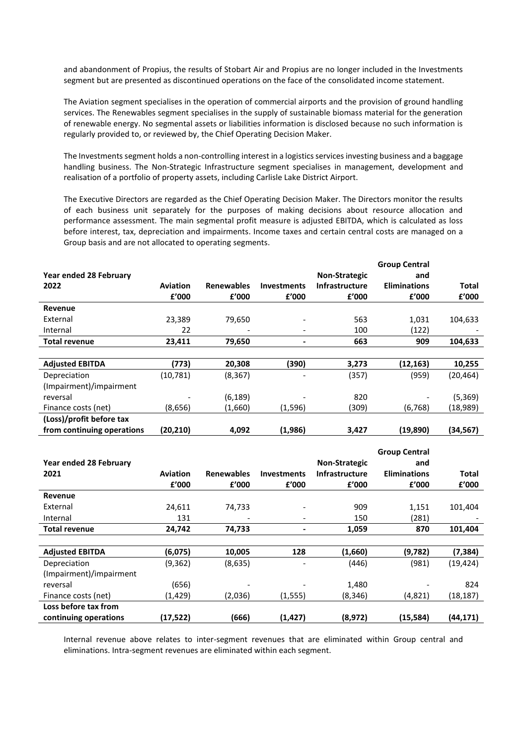and abandonment of Propius, the results of Stobart Air and Propius are no longer included in the Investments segment but are presented as discontinued operations on the face of the consolidated income statement.

The Aviation segment specialises in the operation of commercial airports and the provision of ground handling services. The Renewables segment specialises in the supply of sustainable biomass material for the generation of renewable energy. No segmental assets or liabilities information is disclosed because no such information is regularly provided to, or reviewed by, the Chief Operating Decision Maker.

The Investments segment holds a non-controlling interest in a logistics services investing business and a baggage handling business. The Non-Strategic Infrastructure segment specialises in management, development and realisation of a portfolio of property assets, including Carlisle Lake District Airport.

The Executive Directors are regarded as the Chief Operating Decision Maker. The Directors monitor the results of each business unit separately for the purposes of making decisions about resource allocation and performance assessment. The main segmental profit measure is adjusted EBITDA, which is calculated as loss before interest, tax, depreciation and impairments. Income taxes and certain central costs are managed on a Group basis and are not allocated to operating segments.

| **Year ended 28 February 2022** | **Aviation** | **Renewables** | **Investments** | **Non-Strategic Infrastructure** | **Group Central and Eliminations** | **Total** |
|---|---|---|---|---|---|---|
| | **£'000** | **£'000** | **£'000** | **£'000** | **£'000** | **£'000** |
| **Revenue** | | | | | | |
| External | 23,389 | 79,650 | - | 563 | 1,031 | 104,633 |
| Internal | 22 | - | - | 100 | (122) | - |
| **Total revenue** | **23,411** | **79,650** | **-** | **663** | **909** | **104,633** |
| | | | | | | |
| **Adjusted EBITDA** | **(773)** | **20,308** | **(390)** | **3,273** | **(12,163)** | **10,255** |
| Depreciation | (10,781) | (8,367) | - | (357) | (959) | (20,464) |
| (Impairment)/impairment reversal | - | (6,189) | - | 820 | - | (5,369) |
| Finance costs (net) | (8,656) | (1,660) | (1,596) | (309) | (6,768) | (18,989) |
| **(Loss)/profit before tax from continuing operations** | **(20,210)** | **4,092** | **(1,986)** | **3,427** | **(19,890)** | **(34,567)** |

| **Year ended 28 February 2021** | **Aviation** | **Renewables** | **Investments** | **Non-Strategic Infrastructure** | **Group Central and Eliminations** | **Total** |
|---|---|---|---|---|---|---|
| | **£'000** | **£'000** | **£'000** | **£'000** | **£'000** | **£'000** |
| **Revenue** | | | | | | |
| External | 24,611 | 74,733 | - | 909 | 1,151 | 101,404 |
| Internal | 131 | - | - | 150 | (281) | - |
| **Total revenue** | **24,742** | **74,733** | **-** | **1,059** | **870** | **101,404** |
| | | | | | | |
| **Adjusted EBITDA** | **(6,075)** | **10,005** | **128** | **(1,660)** | **(9,782)** | **(7,384)** |
| Depreciation | (9,362) | (8,635) | - | (446) | (981) | (19,424) |
| (Impairment)/impairment reversal | (656) | - | - | 1,480 | - | 824 |
| Finance costs (net) | (1,429) | (2,036) | (1,555) | (8,346) | (4,821) | (18,187) |
| **Loss before tax from continuing operations** | **(17,522)** | **(666)** | **(1,427)** | **(8,972)** | **(15,584)** | **(44,171)** |

Internal revenue above relates to inter-segment revenues that are eliminated within Group central and eliminations. Intra-segment revenues are eliminated within each segment.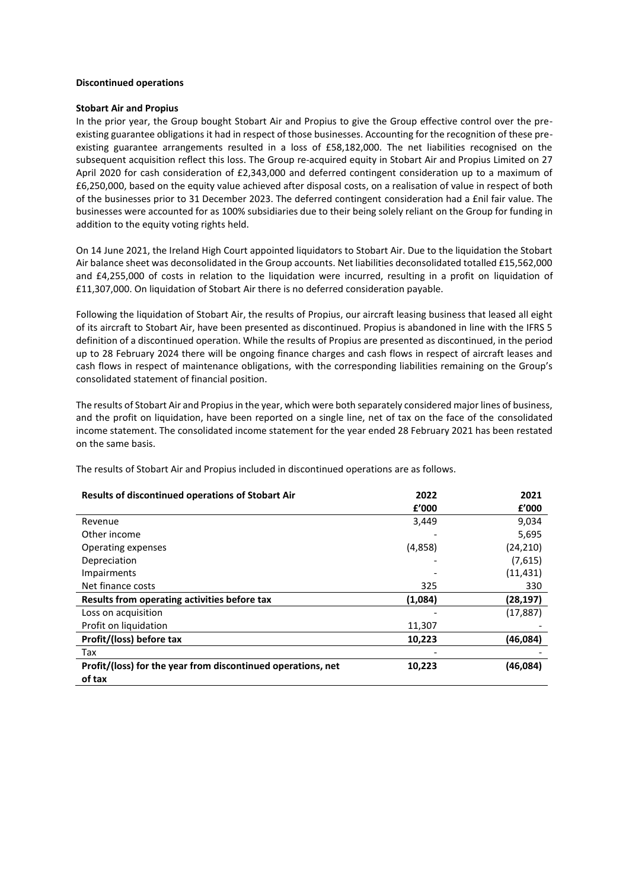**Discontinued operations**

**Stobart Air and Propius**

In the prior year, the Group bought Stobart Air and Propius to give the Group effective control over the pre-existing guarantee obligations it had in respect of those businesses. Accounting for the recognition of these pre-existing guarantee arrangements resulted in a loss of £58,182,000. The net liabilities recognised on the subsequent acquisition reflect this loss. The Group re-acquired equity in Stobart Air and Propius Limited on 27 April 2020 for cash consideration of £2,343,000 and deferred contingent consideration up to a maximum of £6,250,000, based on the equity value achieved after disposal costs, on a realisation of value in respect of both of the businesses prior to 31 December 2023. The deferred contingent consideration had a £nil fair value. The businesses were accounted for as 100% subsidiaries due to their being solely reliant on the Group for funding in addition to the equity voting rights held.

On 14 June 2021, the Ireland High Court appointed liquidators to Stobart Air. Due to the liquidation the Stobart Air balance sheet was deconsolidated in the Group accounts. Net liabilities deconsolidated totalled £15,562,000 and £4,255,000 of costs in relation to the liquidation were incurred, resulting in a profit on liquidation of £11,307,000. On liquidation of Stobart Air there is no deferred consideration payable.

Following the liquidation of Stobart Air, the results of Propius, our aircraft leasing business that leased all eight of its aircraft to Stobart Air, have been presented as discontinued. Propius is abandoned in line with the IFRS 5 definition of a discontinued operation. While the results of Propius are presented as discontinued, in the period up to 28 February 2024 there will be ongoing finance charges and cash flows in respect of aircraft leases and cash flows in respect of maintenance obligations, with the corresponding liabilities remaining on the Group's consolidated statement of financial position.

The results of Stobart Air and Propius in the year, which were both separately considered major lines of business, and the profit on liquidation, have been reported on a single line, net of tax on the face of the consolidated income statement. The consolidated income statement for the year ended 28 February 2021 has been restated on the same basis.

The results of Stobart Air and Propius included in discontinued operations are as follows.

| **Results of discontinued operations of Stobart Air** | **2022** | **2021** |
|---|---|---|
| | **£'000** | **£'000** |
| Revenue | 3,449 | 9,034 |
| Other income | - | 5,695 |
| Operating expenses | (4,858) | (24,210) |
| Depreciation | - | (7,615) |
| Impairments | - | (11,431) |
| Net finance costs | 325 | 330 |
| **Results from operating activities before tax** | **(1,084)** | **(28,197)** |
| Loss on acquisition | - | (17,887) |
| Profit on liquidation | 11,307 | - |
| **Profit/(loss) before tax** | **10,223** | **(46,084)** |
| Tax | - | - |
| **Profit/(loss) for the year from discontinued operations, net of tax** | **10,223** | **(46,084)** |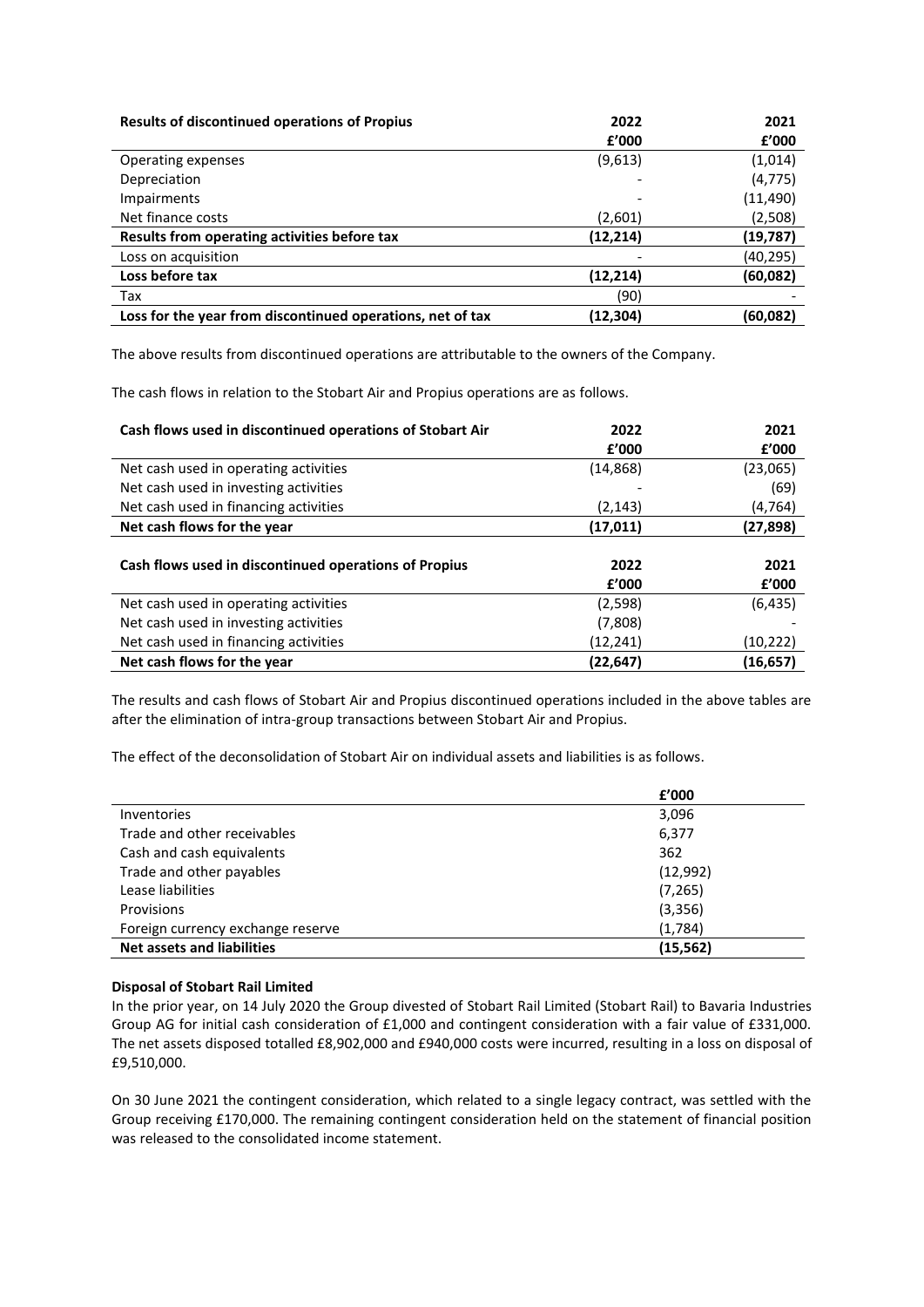| Results of discontinued operations of Propius | 2022 | 2021 |
|---|---|---|
| | £'000 | £'000 |
| Operating expenses | (9,613) | (1,014) |
| Depreciation | - | (4,775) |
| Impairments | - | (11,490) |
| Net finance costs | (2,601) | (2,508) |
| **Results from operating activities before tax** | **(12,214)** | **(19,787)** |
| Loss on acquisition | - | (40,295) |
| **Loss before tax** | **(12,214)** | **(60,082)** |
| Tax | (90) | - |
| **Loss for the year from discontinued operations, net of tax** | **(12,304)** | **(60,082)** |

The above results from discontinued operations are attributable to the owners of the Company.

The cash flows in relation to the Stobart Air and Propius operations are as follows.

| Cash flows used in discontinued operations of Stobart Air | 2022 | 2021 |
|---|---|---|
| | £'000 | £'000 |
| Net cash used in operating activities | (14,868) | (23,065) |
| Net cash used in investing activities | - | (69) |
| Net cash used in financing activities | (2,143) | (4,764) |
| **Net cash flows for the year** | **(17,011)** | **(27,898)** |

| Cash flows used in discontinued operations of Propius | 2022 | 2021 |
|---|---|---|
| | £'000 | £'000 |
| Net cash used in operating activities | (2,598) | (6,435) |
| Net cash used in investing activities | (7,808) | - |
| Net cash used in financing activities | (12,241) | (10,222) |
| **Net cash flows for the year** | **(22,647)** | **(16,657)** |

The results and cash flows of Stobart Air and Propius discontinued operations included in the above tables are after the elimination of intra-group transactions between Stobart Air and Propius.

The effect of the deconsolidation of Stobart Air on individual assets and liabilities is as follows.

| | £'000 |
|---|---|
| Inventories | 3,096 |
| Trade and other receivables | 6,377 |
| Cash and cash equivalents | 362 |
| Trade and other payables | (12,992) |
| Lease liabilities | (7,265) |
| Provisions | (3,356) |
| Foreign currency exchange reserve | (1,784) |
| **Net assets and liabilities** | **(15,562)** |

**Disposal of Stobart Rail Limited**

In the prior year, on 14 July 2020 the Group divested of Stobart Rail Limited (Stobart Rail) to Bavaria Industries Group AG for initial cash consideration of £1,000 and contingent consideration with a fair value of £331,000. The net assets disposed totalled £8,902,000 and £940,000 costs were incurred, resulting in a loss on disposal of £9,510,000.

On 30 June 2021 the contingent consideration, which related to a single legacy contract, was settled with the Group receiving £170,000. The remaining contingent consideration held on the statement of financial position was released to the consolidated income statement.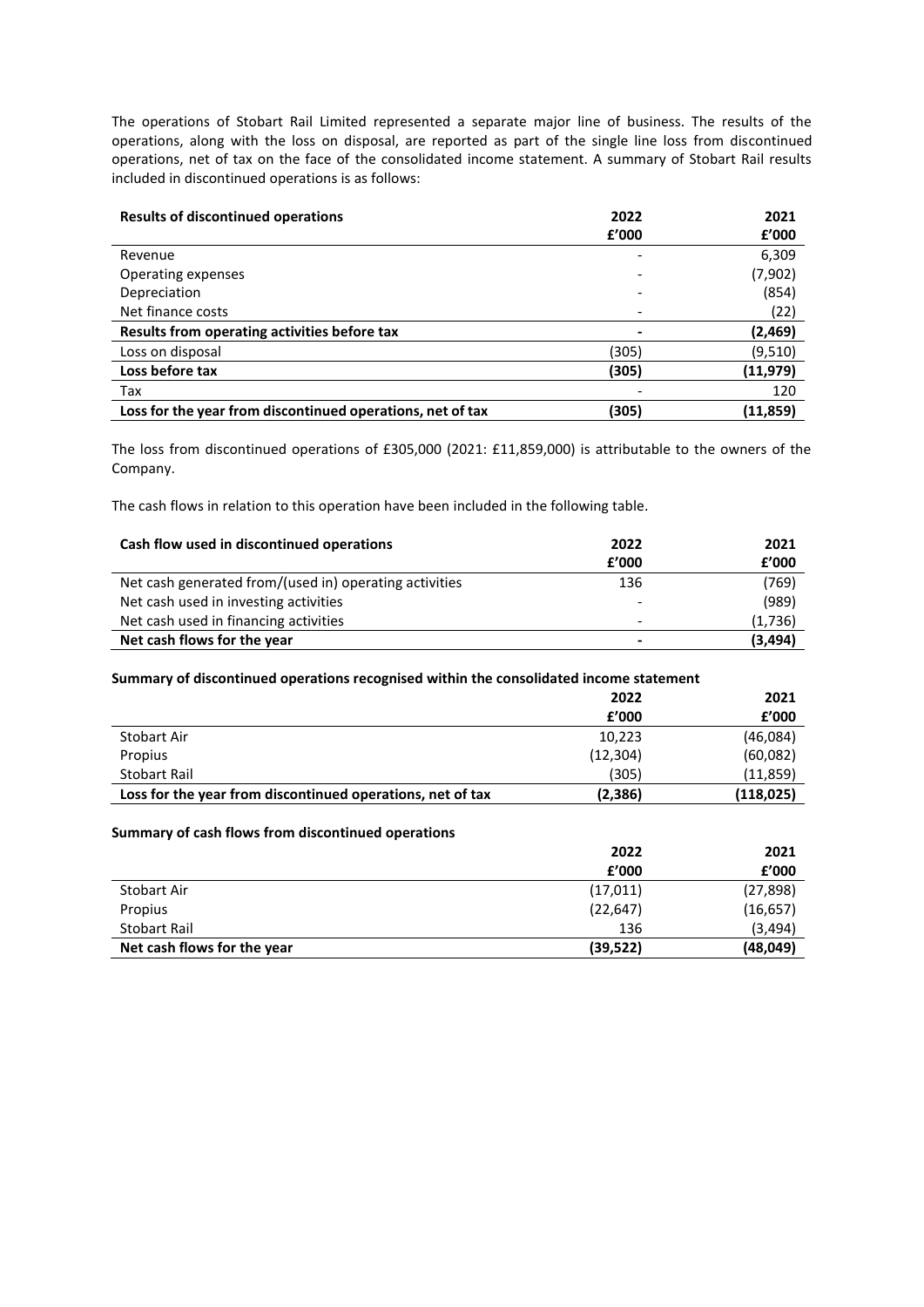The operations of Stobart Rail Limited represented a separate major line of business. The results of the operations, along with the loss on disposal, are reported as part of the single line loss from discontinued operations, net of tax on the face of the consolidated income statement. A summary of Stobart Rail results included in discontinued operations is as follows:

| **Results of discontinued operations** | **2022 £'000** | **2021 £'000** |
|---|---|---|
| Revenue | - | 6,309 |
| Operating expenses | - | (7,902) |
| Depreciation | - | (854) |
| Net finance costs | - | (22) |
| **Results from operating activities before tax** | **-** | **(2,469)** |
| Loss on disposal | (305) | (9,510) |
| **Loss before tax** | **(305)** | **(11,979)** |
| Tax | - | 120 |
| **Loss for the year from discontinued operations, net of tax** | **(305)** | **(11,859)** |

The loss from discontinued operations of £305,000 (2021: £11,859,000) is attributable to the owners of the Company.

The cash flows in relation to this operation have been included in the following table.

| **Cash flow used in discontinued operations** | **2022 £'000** | **2021 £'000** |
|---|---|---|
| Net cash generated from/(used in) operating activities | 136 | (769) |
| Net cash used in investing activities | - | (989) |
| Net cash used in financing activities | - | (1,736) |
| **Net cash flows for the year** | **-** | **(3,494)** |

**Summary of discontinued operations recognised within the consolidated income statement**

| | **2022 £'000** | **2021 £'000** |
|---|---|---|
| Stobart Air | 10,223 | (46,084) |
| Propius | (12,304) | (60,082) |
| Stobart Rail | (305) | (11,859) |
| **Loss for the year from discontinued operations, net of tax** | **(2,386)** | **(118,025)** |

**Summary of cash flows from discontinued operations**

| | **2022 £'000** | **2021 £'000** |
|---|---|---|
| Stobart Air | (17,011) | (27,898) |
| Propius | (22,647) | (16,657) |
| Stobart Rail | 136 | (3,494) |
| **Net cash flows for the year** | **(39,522)** | **(48,049)** |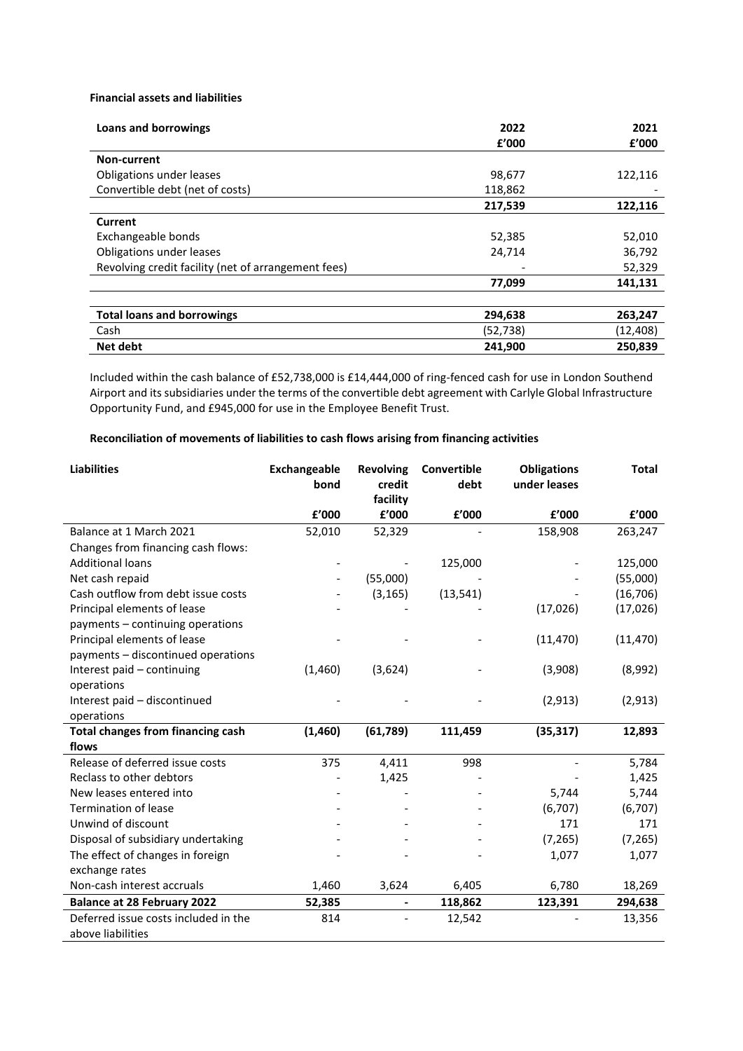**Financial assets and liabilities**

| Loans and borrowings | 2022 | 2021 |
|---|---|---|
| | £'000 | £'000 |
| **Non-current** | | |
| Obligations under leases | 98,677 | 122,116 |
| Convertible debt (net of costs) | 118,862 | - |
| | **217,539** | **122,116** |
| **Current** | | |
| Exchangeable bonds | 52,385 | 52,010 |
| Obligations under leases | 24,714 | 36,792 |
| Revolving credit facility (net of arrangement fees) | - | 52,329 |
| | **77,099** | **141,131** |
| | | |
| **Total loans and borrowings** | **294,638** | **263,247** |
| Cash | (52,738) | (12,408) |
| **Net debt** | **241,900** | **250,839** |

Included within the cash balance of £52,738,000 is £14,444,000 of ring-fenced cash for use in London Southend Airport and its subsidiaries under the terms of the convertible debt agreement with Carlyle Global Infrastructure Opportunity Fund, and £945,000 for use in the Employee Benefit Trust.

**Reconciliation of movements of liabilities to cash flows arising from financing activities**

| Liabilities | Exchangeable bond | Revolving credit facility | Convertible debt | Obligations under leases | Total |
|---|---|---|---|---|---|
| | £'000 | £'000 | £'000 | £'000 | £'000 |
| Balance at 1 March 2021 | 52,010 | 52,329 | - | 158,908 | 263,247 |
| Changes from financing cash flows: | | | | | |
| Additional loans | - | - | 125,000 | - | 125,000 |
| Net cash repaid | - | (55,000) | - | - | (55,000) |
| Cash outflow from debt issue costs | - | (3,165) | (13,541) | - | (16,706) |
| Principal elements of lease payments – continuing operations | - | - | - | (17,026) | (17,026) |
| Principal elements of lease payments – discontinued operations | - | - | - | (11,470) | (11,470) |
| Interest paid – continuing operations | (1,460) | (3,624) | - | (3,908) | (8,992) |
| Interest paid – discontinued operations | - | - | - | (2,913) | (2,913) |
| **Total changes from financing cash flows** | **(1,460)** | **(61,789)** | **111,459** | **(35,317)** | **12,893** |
| Release of deferred issue costs | 375 | 4,411 | 998 | - | 5,784 |
| Reclass to other debtors | - | 1,425 | - | - | 1,425 |
| New leases entered into | - | - | - | 5,744 | 5,744 |
| Termination of lease | - | - | - | (6,707) | (6,707) |
| Unwind of discount | - | - | - | 171 | 171 |
| Disposal of subsidiary undertaking | - | - | - | (7,265) | (7,265) |
| The effect of changes in foreign exchange rates | - | - | - | 1,077 | 1,077 |
| Non-cash interest accruals | 1,460 | 3,624 | 6,405 | 6,780 | 18,269 |
| **Balance at 28 February 2022** | **52,385** | **-** | **118,862** | **123,391** | **294,638** |
| Deferred issue costs included in the above liabilities | 814 | - | 12,542 | - | 13,356 |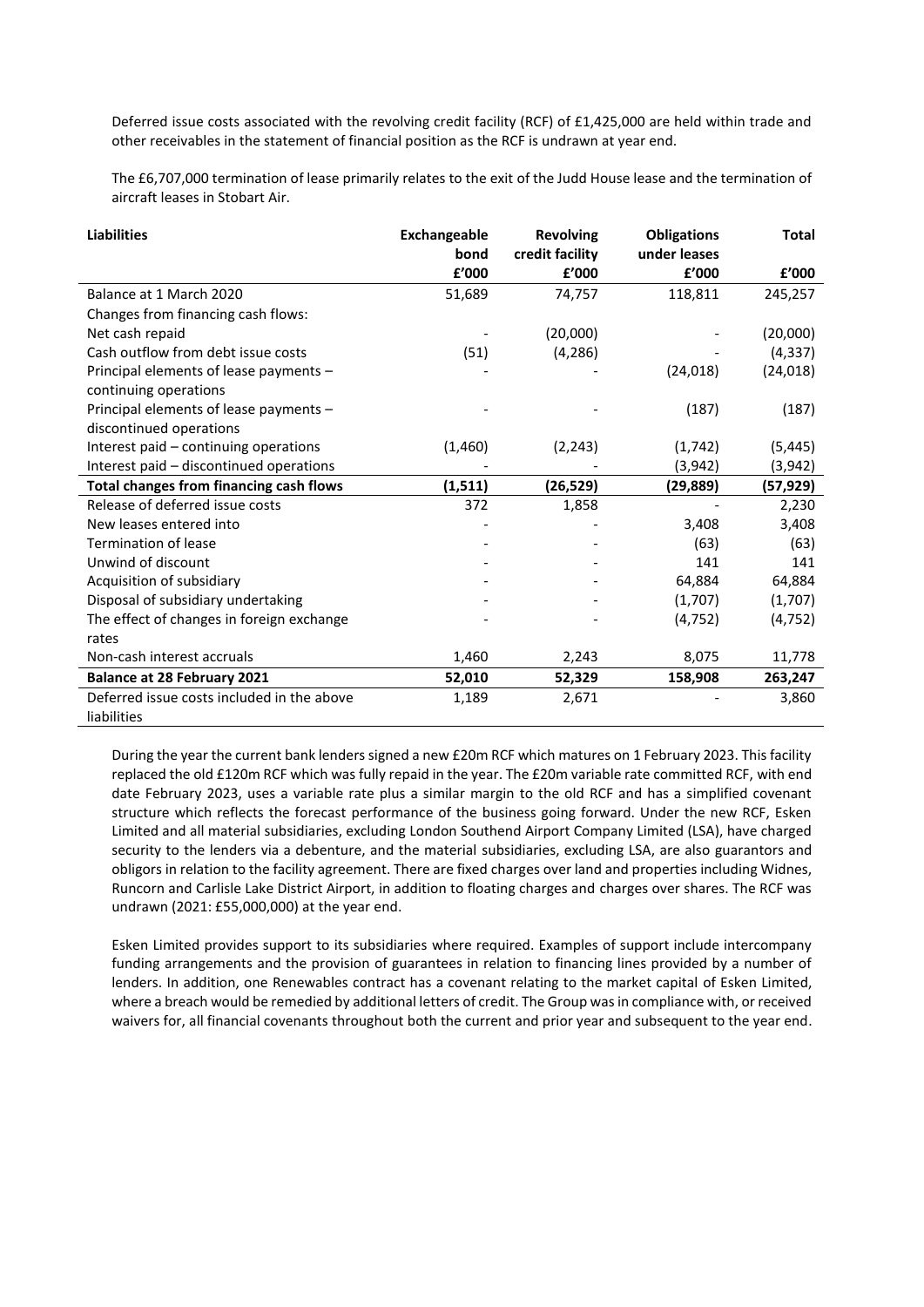Deferred issue costs associated with the revolving credit facility (RCF) of £1,425,000 are held within trade and other receivables in the statement of financial position as the RCF is undrawn at year end.

The £6,707,000 termination of lease primarily relates to the exit of the Judd House lease and the termination of aircraft leases in Stobart Air.

| **Liabilities** | **Exchangeable bond £'000** | **Revolving credit facility £'000** | **Obligations under leases £'000** | **Total £'000** |
|---|---|---|---|---|
| Balance at 1 March 2020 | 51,689 | 74,757 | 118,811 | 245,257 |
| Changes from financing cash flows: | | | | |
| Net cash repaid | - | (20,000) | - | (20,000) |
| Cash outflow from debt issue costs | (51) | (4,286) | - | (4,337) |
| Principal elements of lease payments – continuing operations | - | - | (24,018) | (24,018) |
| Principal elements of lease payments – discontinued operations | - | - | (187) | (187) |
| Interest paid – continuing operations | (1,460) | (2,243) | (1,742) | (5,445) |
| Interest paid – discontinued operations | - | - | (3,942) | (3,942) |
| **Total changes from financing cash flows** | **(1,511)** | **(26,529)** | **(29,889)** | **(57,929)** |
| Release of deferred issue costs | 372 | 1,858 | - | 2,230 |
| New leases entered into | - | - | 3,408 | 3,408 |
| Termination of lease | - | - | (63) | (63) |
| Unwind of discount | - | - | 141 | 141 |
| Acquisition of subsidiary | - | - | 64,884 | 64,884 |
| Disposal of subsidiary undertaking | - | - | (1,707) | (1,707) |
| The effect of changes in foreign exchange rates | - | - | (4,752) | (4,752) |
| Non-cash interest accruals | 1,460 | 2,243 | 8,075 | 11,778 |
| **Balance at 28 February 2021** | **52,010** | **52,329** | **158,908** | **263,247** |
| Deferred issue costs included in the above liabilities | 1,189 | 2,671 | - | 3,860 |

During the year the current bank lenders signed a new £20m RCF which matures on 1 February 2023. This facility replaced the old £120m RCF which was fully repaid in the year. The £20m variable rate committed RCF, with end date February 2023, uses a variable rate plus a similar margin to the old RCF and has a simplified covenant structure which reflects the forecast performance of the business going forward. Under the new RCF, Esken Limited and all material subsidiaries, excluding London Southend Airport Company Limited (LSA), have charged security to the lenders via a debenture, and the material subsidiaries, excluding LSA, are also guarantors and obligors in relation to the facility agreement. There are fixed charges over land and properties including Widnes, Runcorn and Carlisle Lake District Airport, in addition to floating charges and charges over shares. The RCF was undrawn (2021: £55,000,000) at the year end.

Esken Limited provides support to its subsidiaries where required. Examples of support include intercompany funding arrangements and the provision of guarantees in relation to financing lines provided by a number of lenders. In addition, one Renewables contract has a covenant relating to the market capital of Esken Limited, where a breach would be remedied by additional letters of credit. The Group was in compliance with, or received waivers for, all financial covenants throughout both the current and prior year and subsequent to the year end.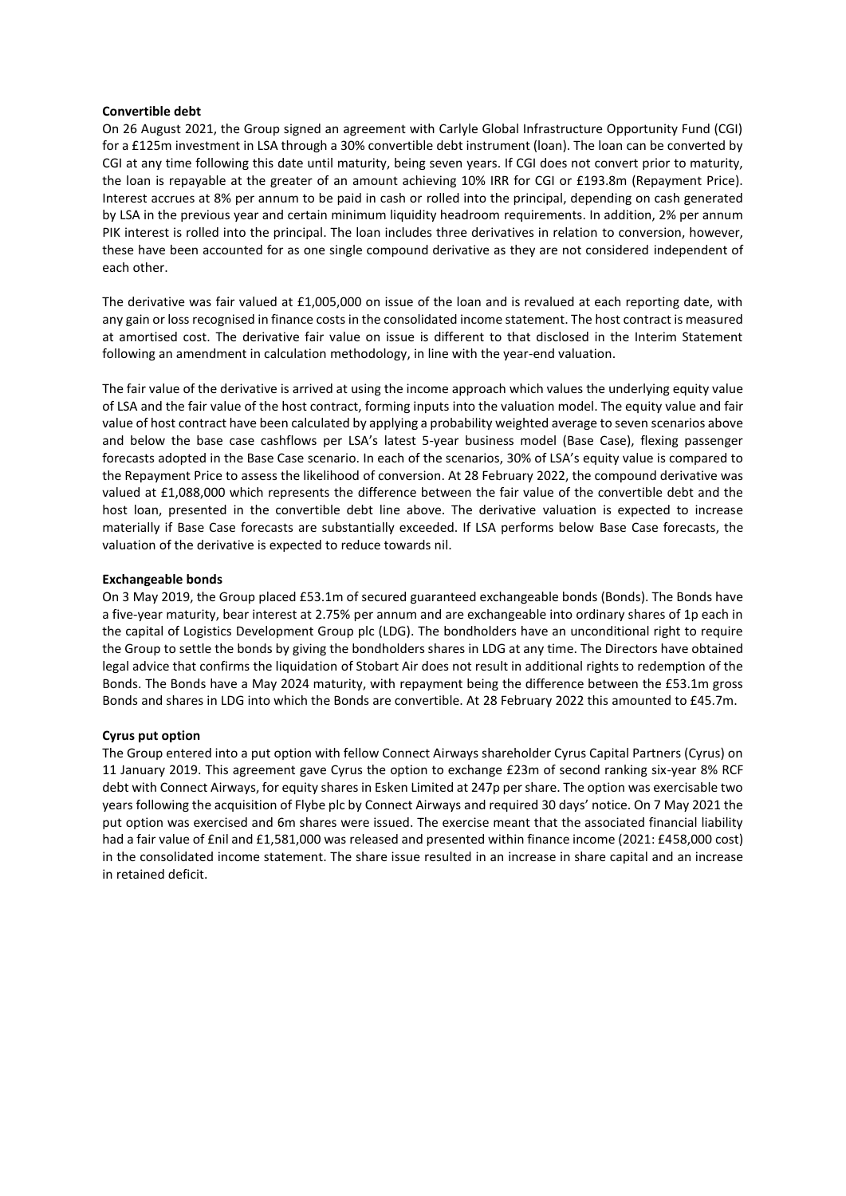**Convertible debt**

On 26 August 2021, the Group signed an agreement with Carlyle Global Infrastructure Opportunity Fund (CGI) for a £125m investment in LSA through a 30% convertible debt instrument (loan). The loan can be converted by CGI at any time following this date until maturity, being seven years. If CGI does not convert prior to maturity, the loan is repayable at the greater of an amount achieving 10% IRR for CGI or £193.8m (Repayment Price). Interest accrues at 8% per annum to be paid in cash or rolled into the principal, depending on cash generated by LSA in the previous year and certain minimum liquidity headroom requirements. In addition, 2% per annum PIK interest is rolled into the principal. The loan includes three derivatives in relation to conversion, however, these have been accounted for as one single compound derivative as they are not considered independent of each other.

The derivative was fair valued at £1,005,000 on issue of the loan and is revalued at each reporting date, with any gain or loss recognised in finance costs in the consolidated income statement. The host contract is measured at amortised cost. The derivative fair value on issue is different to that disclosed in the Interim Statement following an amendment in calculation methodology, in line with the year-end valuation.

The fair value of the derivative is arrived at using the income approach which values the underlying equity value of LSA and the fair value of the host contract, forming inputs into the valuation model. The equity value and fair value of host contract have been calculated by applying a probability weighted average to seven scenarios above and below the base case cashflows per LSA's latest 5-year business model (Base Case), flexing passenger forecasts adopted in the Base Case scenario. In each of the scenarios, 30% of LSA's equity value is compared to the Repayment Price to assess the likelihood of conversion. At 28 February 2022, the compound derivative was valued at £1,088,000 which represents the difference between the fair value of the convertible debt and the host loan, presented in the convertible debt line above. The derivative valuation is expected to increase materially if Base Case forecasts are substantially exceeded. If LSA performs below Base Case forecasts, the valuation of the derivative is expected to reduce towards nil.

**Exchangeable bonds**

On 3 May 2019, the Group placed £53.1m of secured guaranteed exchangeable bonds (Bonds). The Bonds have a five-year maturity, bear interest at 2.75% per annum and are exchangeable into ordinary shares of 1p each in the capital of Logistics Development Group plc (LDG). The bondholders have an unconditional right to require the Group to settle the bonds by giving the bondholders shares in LDG at any time. The Directors have obtained legal advice that confirms the liquidation of Stobart Air does not result in additional rights to redemption of the Bonds. The Bonds have a May 2024 maturity, with repayment being the difference between the £53.1m gross Bonds and shares in LDG into which the Bonds are convertible. At 28 February 2022 this amounted to £45.7m.

**Cyrus put option**

The Group entered into a put option with fellow Connect Airways shareholder Cyrus Capital Partners (Cyrus) on 11 January 2019. This agreement gave Cyrus the option to exchange £23m of second ranking six-year 8% RCF debt with Connect Airways, for equity shares in Esken Limited at 247p per share. The option was exercisable two years following the acquisition of Flybe plc by Connect Airways and required 30 days' notice. On 7 May 2021 the put option was exercised and 6m shares were issued. The exercise meant that the associated financial liability had a fair value of £nil and £1,581,000 was released and presented within finance income (2021: £458,000 cost) in the consolidated income statement. The share issue resulted in an increase in share capital and an increase in retained deficit.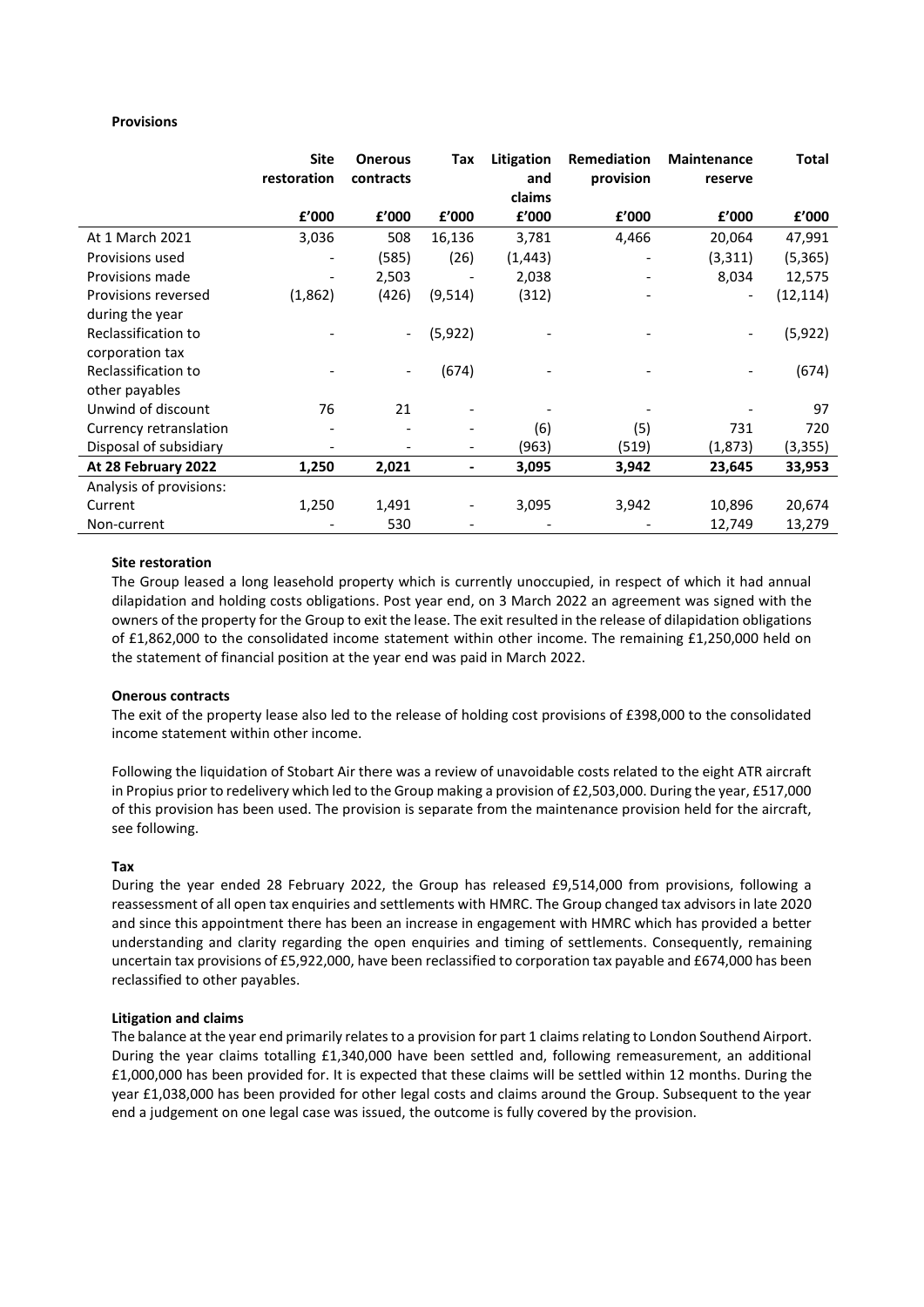**Provisions**

| | Site restoration | Onerous contracts | Tax | Litigation and claims | Remediation provision | Maintenance reserve | Total |
|---|---|---|---|---|---|---|---|
| | £'000 | £'000 | £'000 | £'000 | £'000 | £'000 | £'000 |
| At 1 March 2021 | 3,036 | 508 | 16,136 | 3,781 | 4,466 | 20,064 | 47,991 |
| Provisions used | - | (585) | (26) | (1,443) | - | (3,311) | (5,365) |
| Provisions made | - | 2,503 | - | 2,038 | - | 8,034 | 12,575 |
| Provisions reversed during the year | (1,862) | (426) | (9,514) | (312) | - | - | (12,114) |
| Reclassification to corporation tax | - | - | (5,922) | - | - | - | (5,922) |
| Reclassification to other payables | - | - | (674) | - | - | - | (674) |
| Unwind of discount | 76 | 21 | - | - | - | - | 97 |
| Currency retranslation | - | - | - | (6) | (5) | 731 | 720 |
| Disposal of subsidiary | - | - | - | (963) | (519) | (1,873) | (3,355) |
| **At 28 February 2022** | **1,250** | **2,021** | **-** | **3,095** | **3,942** | **23,645** | **33,953** |
| Analysis of provisions: | | | | | | | |
| Current | 1,250 | 1,491 | - | 3,095 | 3,942 | 10,896 | 20,674 |
| Non-current | - | 530 | - | - | - | 12,749 | 13,279 |

**Site restoration**

The Group leased a long leasehold property which is currently unoccupied, in respect of which it had annual dilapidation and holding costs obligations. Post year end, on 3 March 2022 an agreement was signed with the owners of the property for the Group to exit the lease. The exit resulted in the release of dilapidation obligations of £1,862,000 to the consolidated income statement within other income. The remaining £1,250,000 held on the statement of financial position at the year end was paid in March 2022.

**Onerous contracts**

The exit of the property lease also led to the release of holding cost provisions of £398,000 to the consolidated income statement within other income.

Following the liquidation of Stobart Air there was a review of unavoidable costs related to the eight ATR aircraft in Propius prior to redelivery which led to the Group making a provision of £2,503,000. During the year, £517,000 of this provision has been used. The provision is separate from the maintenance provision held for the aircraft, see following.

**Tax**

During the year ended 28 February 2022, the Group has released £9,514,000 from provisions, following a reassessment of all open tax enquiries and settlements with HMRC. The Group changed tax advisors in late 2020 and since this appointment there has been an increase in engagement with HMRC which has provided a better understanding and clarity regarding the open enquiries and timing of settlements. Consequently, remaining uncertain tax provisions of £5,922,000, have been reclassified to corporation tax payable and £674,000 has been reclassified to other payables.

**Litigation and claims**

The balance at the year end primarily relates to a provision for part 1 claims relating to London Southend Airport. During the year claims totalling £1,340,000 have been settled and, following remeasurement, an additional £1,000,000 has been provided for. It is expected that these claims will be settled within 12 months. During the year £1,038,000 has been provided for other legal costs and claims around the Group. Subsequent to the year end a judgement on one legal case was issued, the outcome is fully covered by the provision.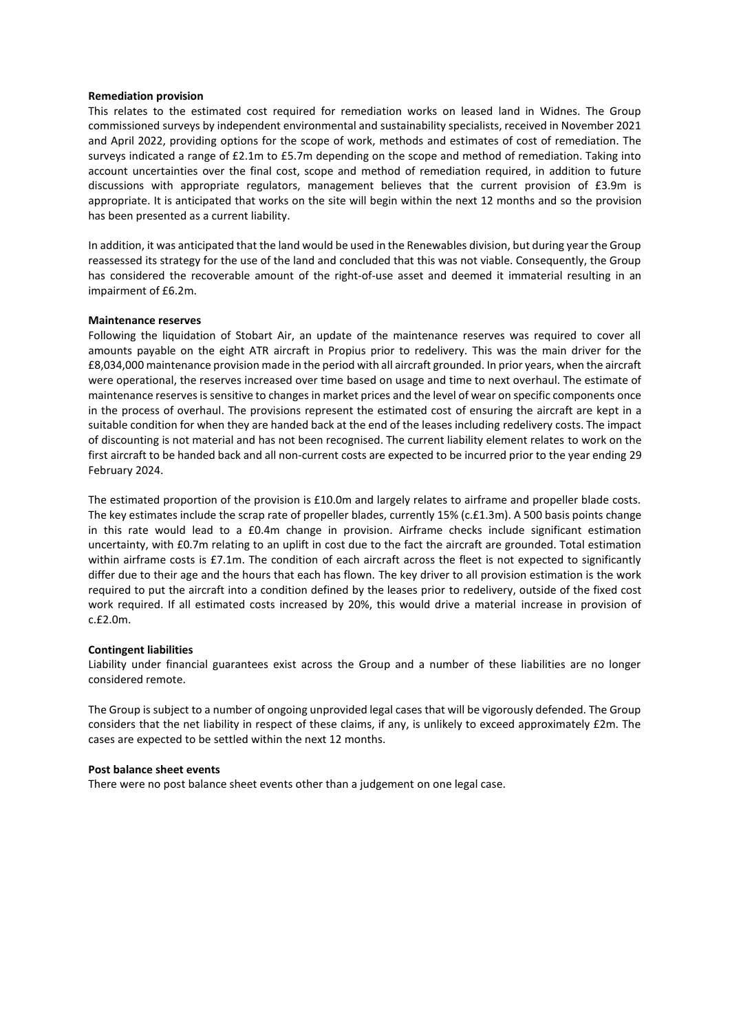**Remediation provision**

This relates to the estimated cost required for remediation works on leased land in Widnes. The Group commissioned surveys by independent environmental and sustainability specialists, received in November 2021 and April 2022, providing options for the scope of work, methods and estimates of cost of remediation. The surveys indicated a range of £2.1m to £5.7m depending on the scope and method of remediation. Taking into account uncertainties over the final cost, scope and method of remediation required, in addition to future discussions with appropriate regulators, management believes that the current provision of £3.9m is appropriate. It is anticipated that works on the site will begin within the next 12 months and so the provision has been presented as a current liability.

In addition, it was anticipated that the land would be used in the Renewables division, but during year the Group reassessed its strategy for the use of the land and concluded that this was not viable. Consequently, the Group has considered the recoverable amount of the right-of-use asset and deemed it immaterial resulting in an impairment of £6.2m.

**Maintenance reserves**

Following the liquidation of Stobart Air, an update of the maintenance reserves was required to cover all amounts payable on the eight ATR aircraft in Propius prior to redelivery. This was the main driver for the £8,034,000 maintenance provision made in the period with all aircraft grounded. In prior years, when the aircraft were operational, the reserves increased over time based on usage and time to next overhaul. The estimate of maintenance reserves is sensitive to changes in market prices and the level of wear on specific components once in the process of overhaul. The provisions represent the estimated cost of ensuring the aircraft are kept in a suitable condition for when they are handed back at the end of the leases including redelivery costs. The impact of discounting is not material and has not been recognised. The current liability element relates to work on the first aircraft to be handed back and all non-current costs are expected to be incurred prior to the year ending 29 February 2024.

The estimated proportion of the provision is £10.0m and largely relates to airframe and propeller blade costs. The key estimates include the scrap rate of propeller blades, currently 15% (c.£1.3m). A 500 basis points change in this rate would lead to a £0.4m change in provision. Airframe checks include significant estimation uncertainty, with £0.7m relating to an uplift in cost due to the fact the aircraft are grounded. Total estimation within airframe costs is £7.1m. The condition of each aircraft across the fleet is not expected to significantly differ due to their age and the hours that each has flown. The key driver to all provision estimation is the work required to put the aircraft into a condition defined by the leases prior to redelivery, outside of the fixed cost work required. If all estimated costs increased by 20%, this would drive a material increase in provision of c.£2.0m.

**Contingent liabilities**

Liability under financial guarantees exist across the Group and a number of these liabilities are no longer considered remote.

The Group is subject to a number of ongoing unprovided legal cases that will be vigorously defended. The Group considers that the net liability in respect of these claims, if any, is unlikely to exceed approximately £2m. The cases are expected to be settled within the next 12 months.

**Post balance sheet events**

There were no post balance sheet events other than a judgement on one legal case.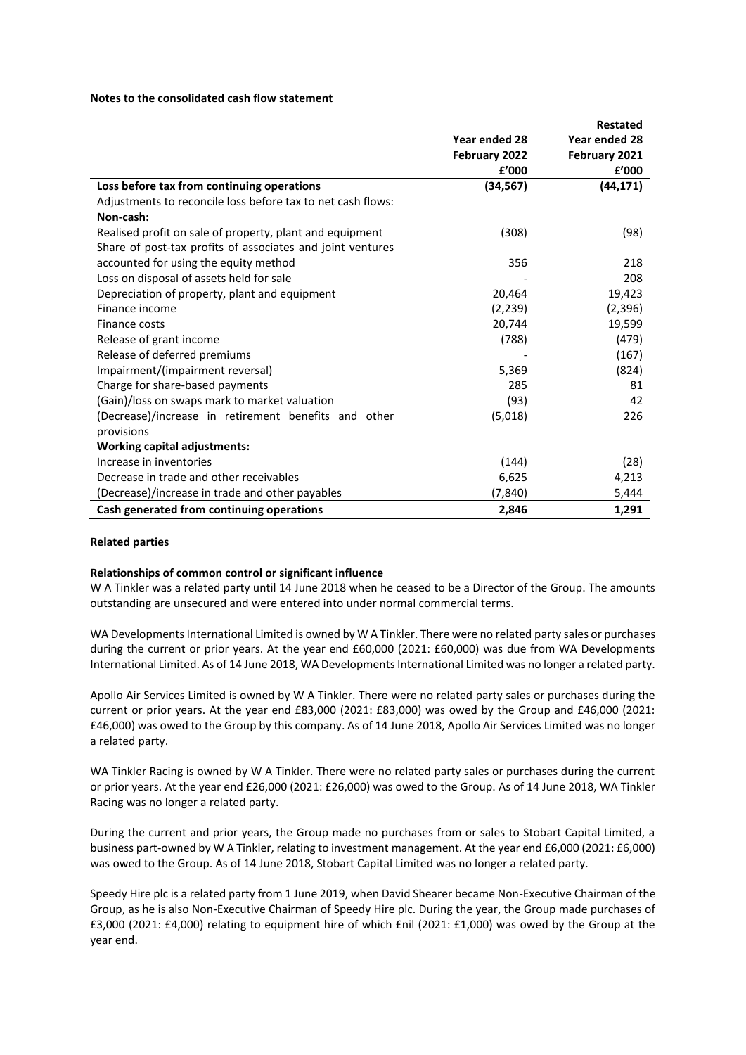**Notes to the consolidated cash flow statement**

| | Year ended 28 February 2022 £'000 | Restated Year ended 28 February 2021 £'000 |
|---|---|---|
| **Loss before tax from continuing operations** | **(34,567)** | **(44,171)** |
| Adjustments to reconcile loss before tax to net cash flows: | | |
| **Non-cash:** | | |
| Realised profit on sale of property, plant and equipment | (308) | (98) |
| Share of post-tax profits of associates and joint ventures accounted for using the equity method | 356 | 218 |
| Loss on disposal of assets held for sale | - | 208 |
| Depreciation of property, plant and equipment | 20,464 | 19,423 |
| Finance income | (2,239) | (2,396) |
| Finance costs | 20,744 | 19,599 |
| Release of grant income | (788) | (479) |
| Release of deferred premiums | - | (167) |
| Impairment/(impairment reversal) | 5,369 | (824) |
| Charge for share-based payments | 285 | 81 |
| (Gain)/loss on swaps mark to market valuation | (93) | 42 |
| (Decrease)/increase in retirement benefits and other provisions | (5,018) | 226 |
| **Working capital adjustments:** | | |
| Increase in inventories | (144) | (28) |
| Decrease in trade and other receivables | 6,625 | 4,213 |
| (Decrease)/increase in trade and other payables | (7,840) | 5,444 |
| **Cash generated from continuing operations** | **2,846** | **1,291** |

**Related parties**

**Relationships of common control or significant influence**

W A Tinkler was a related party until 14 June 2018 when he ceased to be a Director of the Group. The amounts outstanding are unsecured and were entered into under normal commercial terms.

WA Developments International Limited is owned by W A Tinkler. There were no related party sales or purchases during the current or prior years. At the year end £60,000 (2021: £60,000) was due from WA Developments International Limited. As of 14 June 2018, WA Developments International Limited was no longer a related party.

Apollo Air Services Limited is owned by W A Tinkler. There were no related party sales or purchases during the current or prior years. At the year end £83,000 (2021: £83,000) was owed by the Group and £46,000 (2021: £46,000) was owed to the Group by this company. As of 14 June 2018, Apollo Air Services Limited was no longer a related party.

WA Tinkler Racing is owned by W A Tinkler. There were no related party sales or purchases during the current or prior years. At the year end £26,000 (2021: £26,000) was owed to the Group. As of 14 June 2018, WA Tinkler Racing was no longer a related party.

During the current and prior years, the Group made no purchases from or sales to Stobart Capital Limited, a business part-owned by W A Tinkler, relating to investment management. At the year end £6,000 (2021: £6,000) was owed to the Group. As of 14 June 2018, Stobart Capital Limited was no longer a related party.

Speedy Hire plc is a related party from 1 June 2019, when David Shearer became Non-Executive Chairman of the Group, as he is also Non-Executive Chairman of Speedy Hire plc. During the year, the Group made purchases of £3,000 (2021: £4,000) relating to equipment hire of which £nil (2021: £1,000) was owed by the Group at the year end.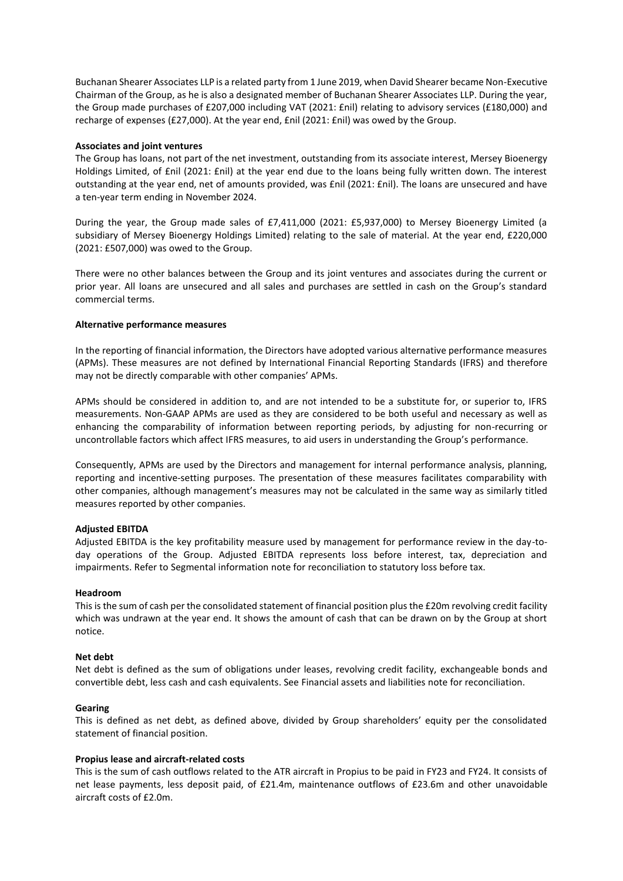Buchanan Shearer Associates LLP is a related party from 1 June 2019, when David Shearer became Non-Executive Chairman of the Group, as he is also a designated member of Buchanan Shearer Associates LLP. During the year, the Group made purchases of £207,000 including VAT (2021: £nil) relating to advisory services (£180,000) and recharge of expenses (£27,000). At the year end, £nil (2021: £nil) was owed by the Group.

**Associates and joint ventures**

The Group has loans, not part of the net investment, outstanding from its associate interest, Mersey Bioenergy Holdings Limited, of £nil (2021: £nil) at the year end due to the loans being fully written down. The interest outstanding at the year end, net of amounts provided, was £nil (2021: £nil). The loans are unsecured and have a ten-year term ending in November 2024.

During the year, the Group made sales of £7,411,000 (2021: £5,937,000) to Mersey Bioenergy Limited (a subsidiary of Mersey Bioenergy Holdings Limited) relating to the sale of material. At the year end, £220,000 (2021: £507,000) was owed to the Group.

There were no other balances between the Group and its joint ventures and associates during the current or prior year. All loans are unsecured and all sales and purchases are settled in cash on the Group's standard commercial terms.

**Alternative performance measures**

In the reporting of financial information, the Directors have adopted various alternative performance measures (APMs). These measures are not defined by International Financial Reporting Standards (IFRS) and therefore may not be directly comparable with other companies' APMs.

APMs should be considered in addition to, and are not intended to be a substitute for, or superior to, IFRS measurements. Non-GAAP APMs are used as they are considered to be both useful and necessary as well as enhancing the comparability of information between reporting periods, by adjusting for non-recurring or uncontrollable factors which affect IFRS measures, to aid users in understanding the Group's performance.

Consequently, APMs are used by the Directors and management for internal performance analysis, planning, reporting and incentive-setting purposes. The presentation of these measures facilitates comparability with other companies, although management's measures may not be calculated in the same way as similarly titled measures reported by other companies.

**Adjusted EBITDA**

Adjusted EBITDA is the key profitability measure used by management for performance review in the day-to-day operations of the Group. Adjusted EBITDA represents loss before interest, tax, depreciation and impairments. Refer to Segmental information note for reconciliation to statutory loss before tax.

**Headroom**

This is the sum of cash per the consolidated statement of financial position plus the £20m revolving credit facility which was undrawn at the year end. It shows the amount of cash that can be drawn on by the Group at short notice.

**Net debt**

Net debt is defined as the sum of obligations under leases, revolving credit facility, exchangeable bonds and convertible debt, less cash and cash equivalents. See Financial assets and liabilities note for reconciliation.

**Gearing**

This is defined as net debt, as defined above, divided by Group shareholders' equity per the consolidated statement of financial position.

**Propius lease and aircraft-related costs**

This is the sum of cash outflows related to the ATR aircraft in Propius to be paid in FY23 and FY24. It consists of net lease payments, less deposit paid, of £21.4m, maintenance outflows of £23.6m and other unavoidable aircraft costs of £2.0m.